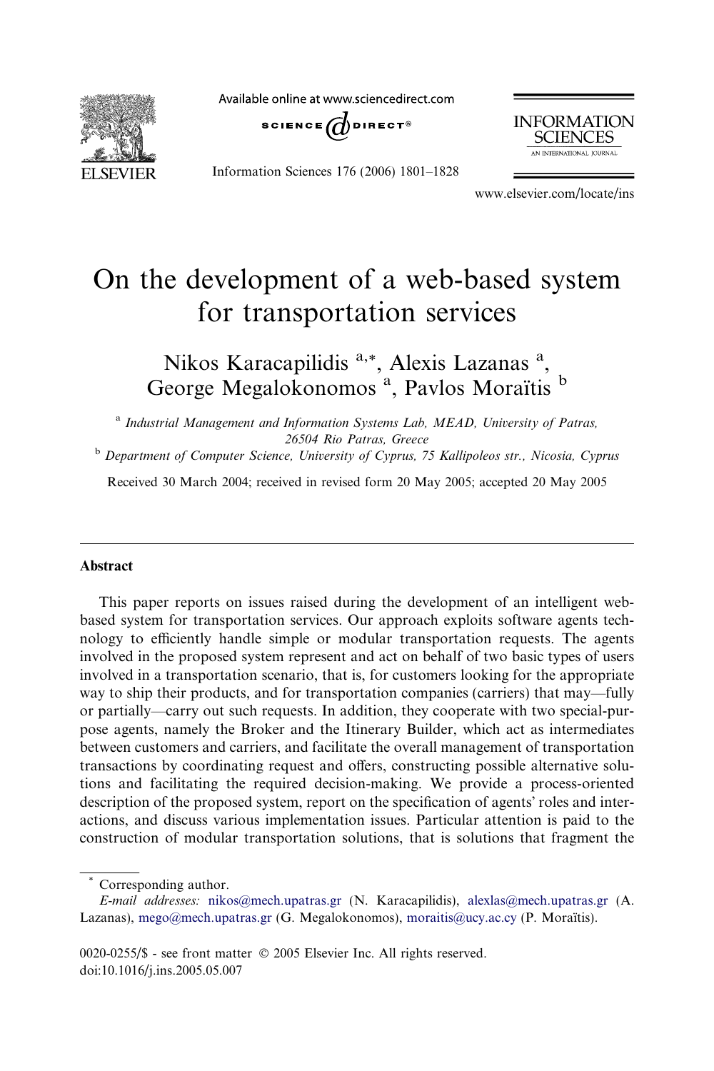# On the development of a web-based system for transportation services

Nikos Karacapilidis [a,*], Alexis Lazanas [a], George Megalokonomos [a], Pavlos Moraïtis [b]

[a] Industrial Management and Information Systems Lab, MEAD, University of Patras, 26504 Rio Patras, Greece

[b] Department of Computer Science, University of Cyprus, 75 Kallipoleos str., Nicosia, Cyprus

Received 30 March 2004; received in revised form 20 May 2005; accepted 20 May 2005

## Abstract

This paper reports on issues raised during the development of an intelligent web-based system for transportation services. Our approach exploits software agents technology to efficiently handle simple or modular transportation requests. The agents involved in the proposed system represent and act on behalf of two basic types of users involved in a transportation scenario, that is, for customers looking for the appropriate way to ship their products, and for transportation companies (carriers) that may—fully or partially—carry out such requests. In addition, they cooperate with two special-purpose agents, namely the Broker and the Itinerary Builder, which act as intermediates between customers and carriers, and facilitate the overall management of transportation transactions by coordinating request and offers, constructing possible alternative solutions and facilitating the required decision-making. We provide a process-oriented description of the proposed system, report on the specification of agents' roles and interactions, and discuss various implementation issues. Particular attention is paid to the construction of modular transportation solutions, that is solutions that fragment the

---

* Corresponding author.

*E-mail addresses:* nikos@mech.upatras.gr (N. Karacapilidis), alexlas@mech.upatras.gr (A. Lazanas), mego@mech.upatras.gr (G. Megalokonomos), moraitis@ucy.ac.cy (P. Moraïtis).

0020-0255/$ - see front matter © 2005 Elsevier Inc. All rights reserved.
doi:10.1016/j.ins.2005.05.007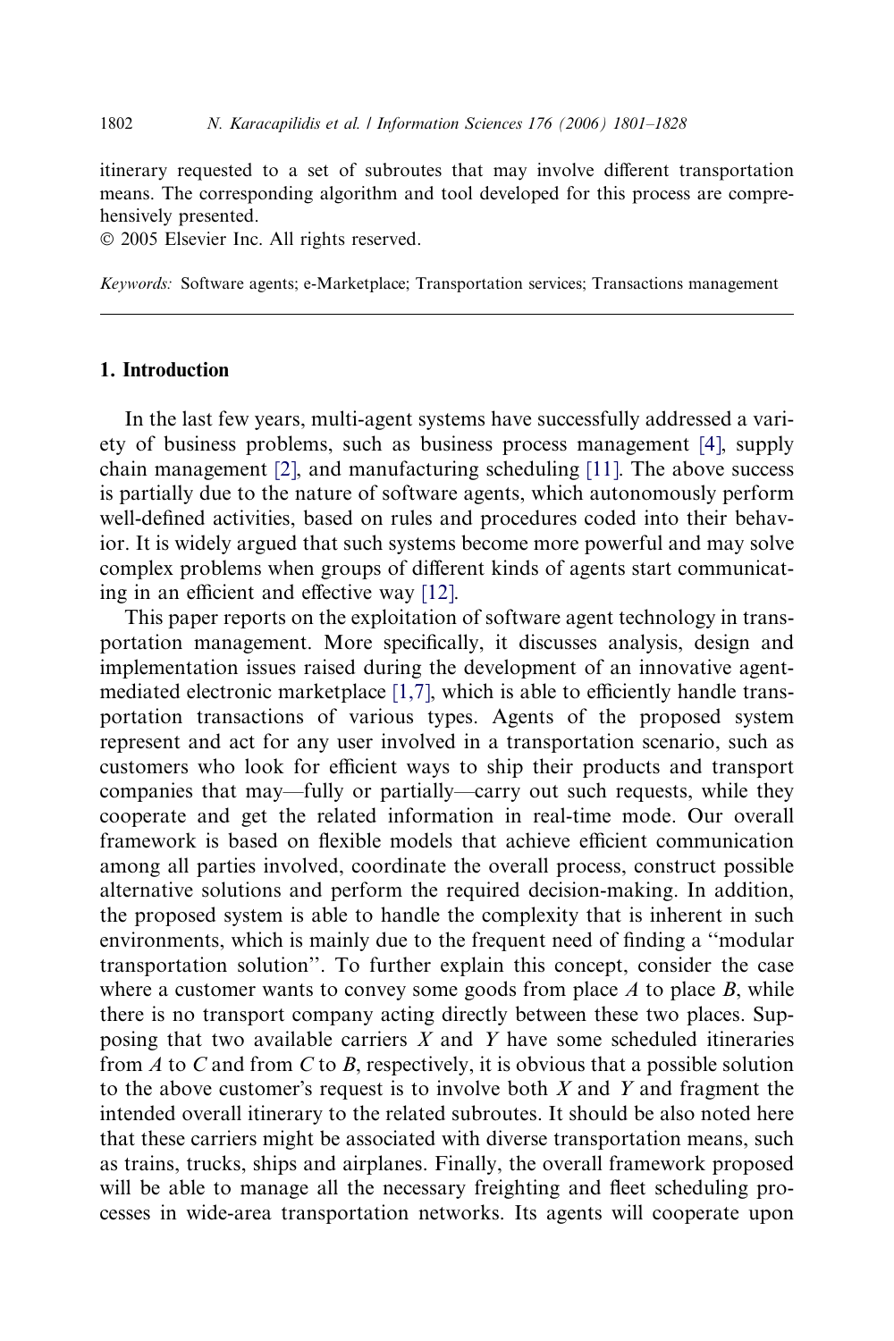itinerary requested to a set of subroutes that may involve different transportation means. The corresponding algorithm and tool developed for this process are comprehensively presented.

© 2005 Elsevier Inc. All rights reserved.

*Keywords:* Software agents; e-Marketplace; Transportation services; Transactions management

## 1. Introduction

In the last few years, multi-agent systems have successfully addressed a variety of business problems, such as business process management [4], supply chain management [2], and manufacturing scheduling [11]. The above success is partially due to the nature of software agents, which autonomously perform well-defined activities, based on rules and procedures coded into their behavior. It is widely argued that such systems become more powerful and may solve complex problems when groups of different kinds of agents start communicating in an efficient and effective way [12].

This paper reports on the exploitation of software agent technology in transportation management. More specifically, it discusses analysis, design and implementation issues raised during the development of an innovative agent-mediated electronic marketplace [1,7], which is able to efficiently handle transportation transactions of various types. Agents of the proposed system represent and act for any user involved in a transportation scenario, such as customers who look for efficient ways to ship their products and transport companies that may—fully or partially—carry out such requests, while they cooperate and get the related information in real-time mode. Our overall framework is based on flexible models that achieve efficient communication among all parties involved, coordinate the overall process, construct possible alternative solutions and perform the required decision-making. In addition, the proposed system is able to handle the complexity that is inherent in such environments, which is mainly due to the frequent need of finding a "modular transportation solution". To further explain this concept, consider the case where a customer wants to convey some goods from place *A* to place *B*, while there is no transport company acting directly between these two places. Supposing that two available carriers *X* and *Y* have some scheduled itineraries from *A* to *C* and from *C* to *B*, respectively, it is obvious that a possible solution to the above customer's request is to involve both *X* and *Y* and fragment the intended overall itinerary to the related subroutes. It should be also noted here that these carriers might be associated with diverse transportation means, such as trains, trucks, ships and airplanes. Finally, the overall framework proposed will be able to manage all the necessary freighting and fleet scheduling processes in wide-area transportation networks. Its agents will cooperate upon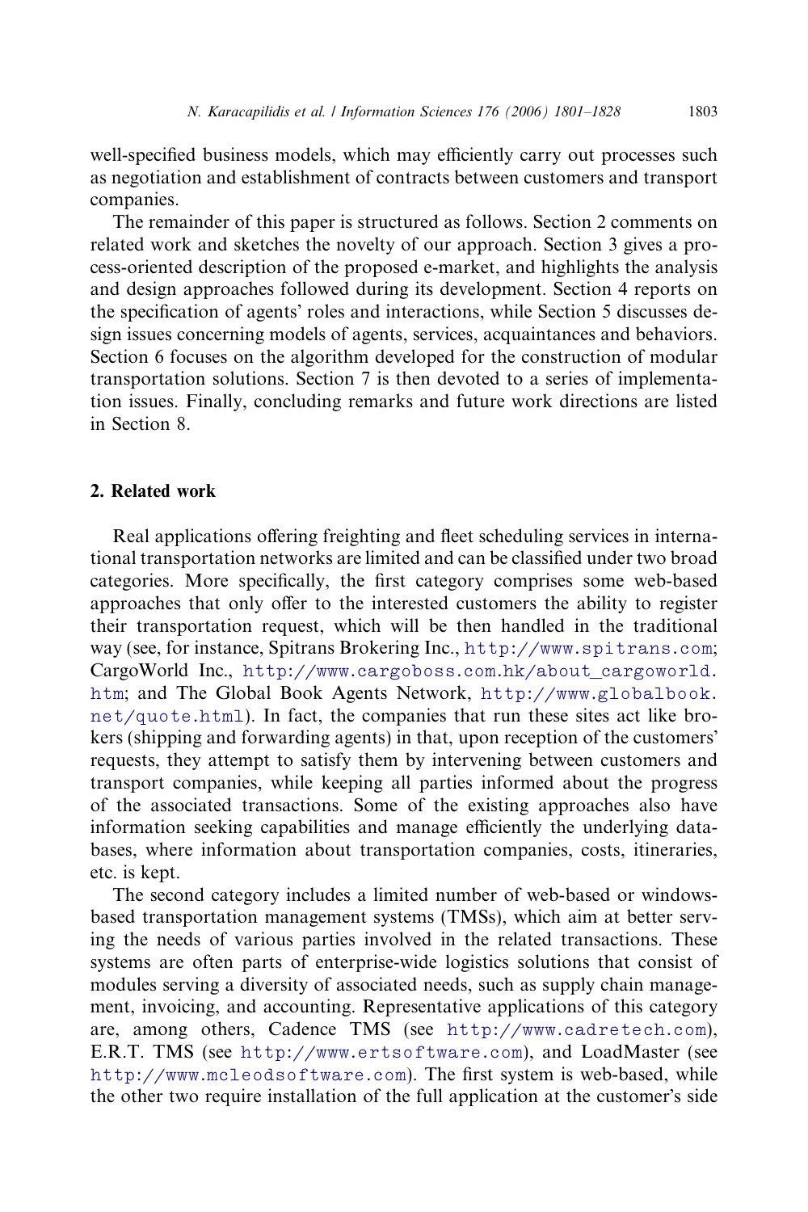well-specified business models, which may efficiently carry out processes such as negotiation and establishment of contracts between customers and transport companies.

The remainder of this paper is structured as follows. Section 2 comments on related work and sketches the novelty of our approach. Section 3 gives a process-oriented description of the proposed e-market, and highlights the analysis and design approaches followed during its development. Section 4 reports on the specification of agents' roles and interactions, while Section 5 discusses design issues concerning models of agents, services, acquaintances and behaviors. Section 6 focuses on the algorithm developed for the construction of modular transportation solutions. Section 7 is then devoted to a series of implementation issues. Finally, concluding remarks and future work directions are listed in Section 8.

## 2. Related work

Real applications offering freighting and fleet scheduling services in international transportation networks are limited and can be classified under two broad categories. More specifically, the first category comprises some web-based approaches that only offer to the interested customers the ability to register their transportation request, which will be then handled in the traditional way (see, for instance, Spitrans Brokering Inc., http://www.spitrans.com; CargoWorld Inc., http://www.cargoboss.com.hk/about_cargoworld.htm; and The Global Book Agents Network, http://www.globalbook.net/quote.html). In fact, the companies that run these sites act like brokers (shipping and forwarding agents) in that, upon reception of the customers' requests, they attempt to satisfy them by intervening between customers and transport companies, while keeping all parties informed about the progress of the associated transactions. Some of the existing approaches also have information seeking capabilities and manage efficiently the underlying databases, where information about transportation companies, costs, itineraries, etc. is kept.

The second category includes a limited number of web-based or windows-based transportation management systems (TMSs), which aim at better serving the needs of various parties involved in the related transactions. These systems are often parts of enterprise-wide logistics solutions that consist of modules serving a diversity of associated needs, such as supply chain management, invoicing, and accounting. Representative applications of this category are, among others, Cadence TMS (see http://www.cadretech.com), E.R.T. TMS (see http://www.ertsoftware.com), and LoadMaster (see http://www.mcleodsoftware.com). The first system is web-based, while the other two require installation of the full application at the customer's side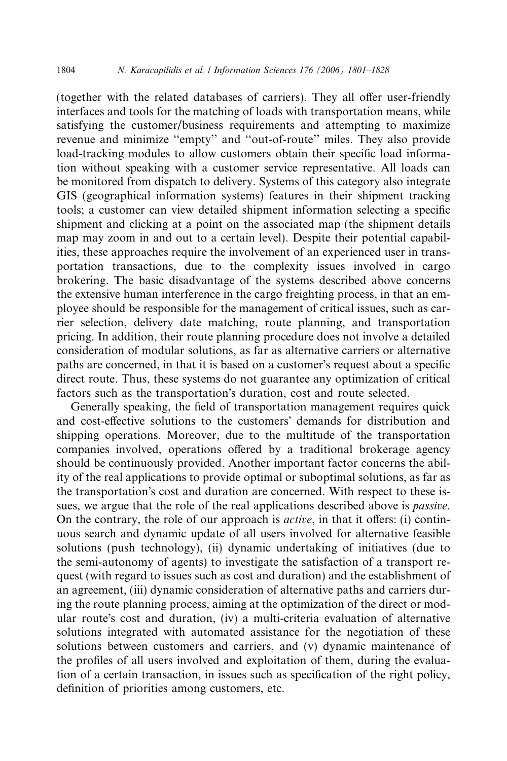(together with the related databases of carriers). They all offer user-friendly interfaces and tools for the matching of loads with transportation means, while satisfying the customer/business requirements and attempting to maximize revenue and minimize ''empty'' and ''out-of-route'' miles. They also provide load-tracking modules to allow customers obtain their specific load information without speaking with a customer service representative. All loads can be monitored from dispatch to delivery. Systems of this category also integrate GIS (geographical information systems) features in their shipment tracking tools; a customer can view detailed shipment information selecting a specific shipment and clicking at a point on the associated map (the shipment details map may zoom in and out to a certain level). Despite their potential capabilities, these approaches require the involvement of an experienced user in transportation transactions, due to the complexity issues involved in cargo brokering. The basic disadvantage of the systems described above concerns the extensive human interference in the cargo freighting process, in that an employee should be responsible for the management of critical issues, such as carrier selection, delivery date matching, route planning, and transportation pricing. In addition, their route planning procedure does not involve a detailed consideration of modular solutions, as far as alternative carriers or alternative paths are concerned, in that it is based on a customer's request about a specific direct route. Thus, these systems do not guarantee any optimization of critical factors such as the transportation's duration, cost and route selected.

Generally speaking, the field of transportation management requires quick and cost-effective solutions to the customers' demands for distribution and shipping operations. Moreover, due to the multitude of the transportation companies involved, operations offered by a traditional brokerage agency should be continuously provided. Another important factor concerns the ability of the real applications to provide optimal or suboptimal solutions, as far as the transportation's cost and duration are concerned. With respect to these issues, we argue that the role of the real applications described above is *passive*. On the contrary, the role of our approach is *active*, in that it offers: (i) continuous search and dynamic update of all users involved for alternative feasible solutions (push technology), (ii) dynamic undertaking of initiatives (due to the semi-autonomy of agents) to investigate the satisfaction of a transport request (with regard to issues such as cost and duration) and the establishment of an agreement, (iii) dynamic consideration of alternative paths and carriers during the route planning process, aiming at the optimization of the direct or modular route's cost and duration, (iv) a multi-criteria evaluation of alternative solutions integrated with automated assistance for the negotiation of these solutions between customers and carriers, and (v) dynamic maintenance of the profiles of all users involved and exploitation of them, during the evaluation of a certain transaction, in issues such as specification of the right policy, definition of priorities among customers, etc.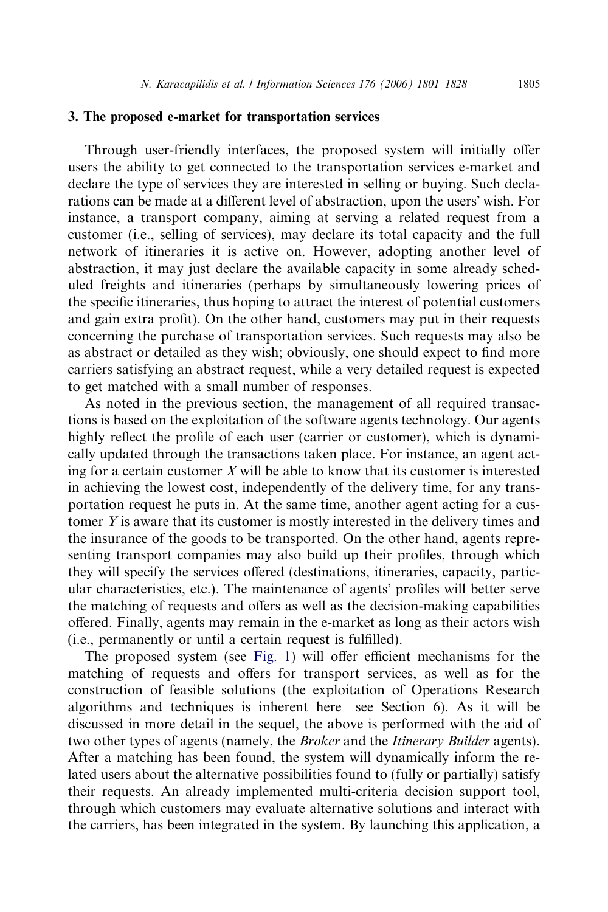## 3. The proposed e-market for transportation services

Through user-friendly interfaces, the proposed system will initially offer users the ability to get connected to the transportation services e-market and declare the type of services they are interested in selling or buying. Such declarations can be made at a different level of abstraction, upon the users' wish. For instance, a transport company, aiming at serving a related request from a customer (i.e., selling of services), may declare its total capacity and the full network of itineraries it is active on. However, adopting another level of abstraction, it may just declare the available capacity in some already scheduled freights and itineraries (perhaps by simultaneously lowering prices of the specific itineraries, thus hoping to attract the interest of potential customers and gain extra profit). On the other hand, customers may put in their requests concerning the purchase of transportation services. Such requests may also be as abstract or detailed as they wish; obviously, one should expect to find more carriers satisfying an abstract request, while a very detailed request is expected to get matched with a small number of responses.

As noted in the previous section, the management of all required transactions is based on the exploitation of the software agents technology. Our agents highly reflect the profile of each user (carrier or customer), which is dynamically updated through the transactions taken place. For instance, an agent acting for a certain customer *X* will be able to know that its customer is interested in achieving the lowest cost, independently of the delivery time, for any transportation request he puts in. At the same time, another agent acting for a customer *Y* is aware that its customer is mostly interested in the delivery times and the insurance of the goods to be transported. On the other hand, agents representing transport companies may also build up their profiles, through which they will specify the services offered (destinations, itineraries, capacity, particular characteristics, etc.). The maintenance of agents' profiles will better serve the matching of requests and offers as well as the decision-making capabilities offered. Finally, agents may remain in the e-market as long as their actors wish (i.e., permanently or until a certain request is fulfilled).

The proposed system (see Fig. 1) will offer efficient mechanisms for the matching of requests and offers for transport services, as well as for the construction of feasible solutions (the exploitation of Operations Research algorithms and techniques is inherent here—see Section 6). As it will be discussed in more detail in the sequel, the above is performed with the aid of two other types of agents (namely, the *Broker* and the *Itinerary Builder* agents). After a matching has been found, the system will dynamically inform the related users about the alternative possibilities found to (fully or partially) satisfy their requests. An already implemented multi-criteria decision support tool, through which customers may evaluate alternative solutions and interact with the carriers, has been integrated in the system. By launching this application, a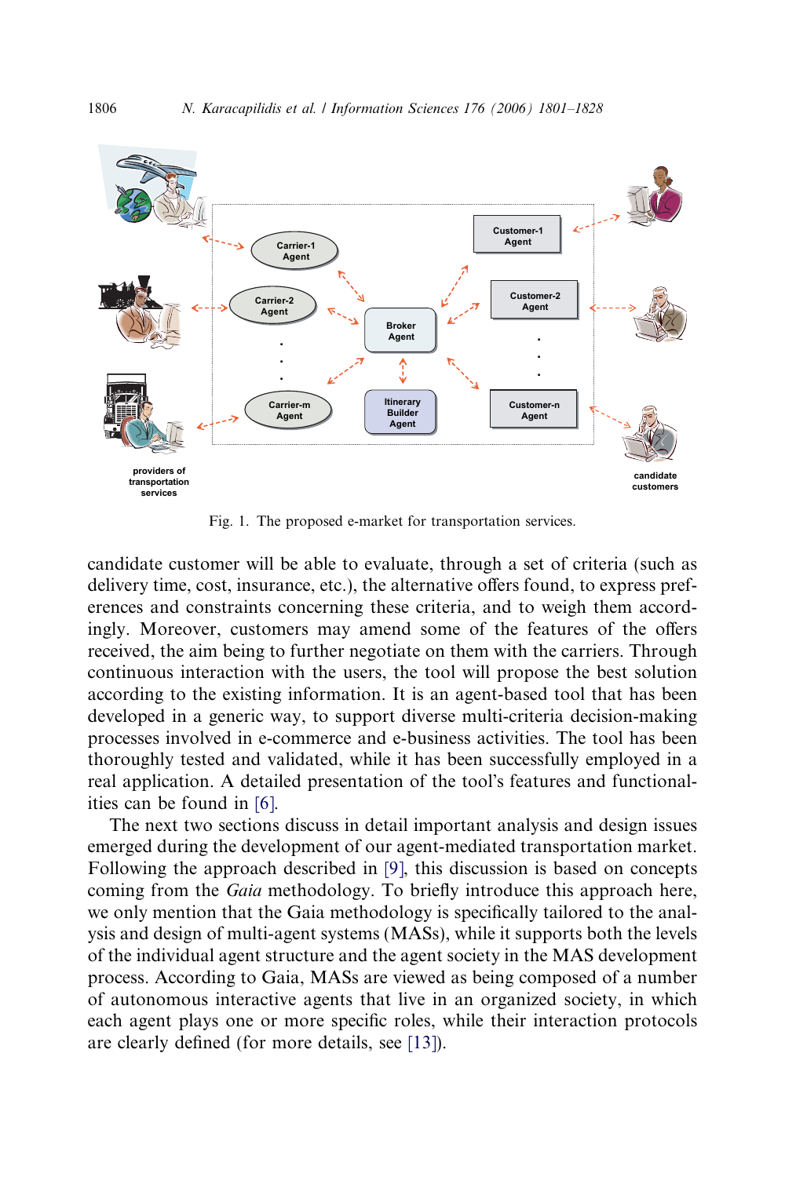Carrier-1 Agent

Carrier-2 Agent

Carrier-m Agent

Broker Agent

Itinerary Builder Agent

Customer-1 Agent

Customer-2 Agent

Customer-n Agent

providers of transportation services

candidate customers

Fig. 1. The proposed e-market for transportation services.

candidate customer will be able to evaluate, through a set of criteria (such as delivery time, cost, insurance, etc.), the alternative offers found, to express preferences and constraints concerning these criteria, and to weigh them accordingly. Moreover, customers may amend some of the features of the offers received, the aim being to further negotiate on them with the carriers. Through continuous interaction with the users, the tool will propose the best solution according to the existing information. It is an agent-based tool that has been developed in a generic way, to support diverse multi-criteria decision-making processes involved in e-commerce and e-business activities. The tool has been thoroughly tested and validated, while it has been successfully employed in a real application. A detailed presentation of the tool's features and functionalities can be found in [6].

The next two sections discuss in detail important analysis and design issues emerged during the development of our agent-mediated transportation market. Following the approach described in [9], this discussion is based on concepts coming from the *Gaia* methodology. To briefly introduce this approach here, we only mention that the Gaia methodology is specifically tailored to the analysis and design of multi-agent systems (MASs), while it supports both the levels of the individual agent structure and the agent society in the MAS development process. According to Gaia, MASs are viewed as being composed of a number of autonomous interactive agents that live in an organized society, in which each agent plays one or more specific roles, while their interaction protocols are clearly defined (for more details, see [13]).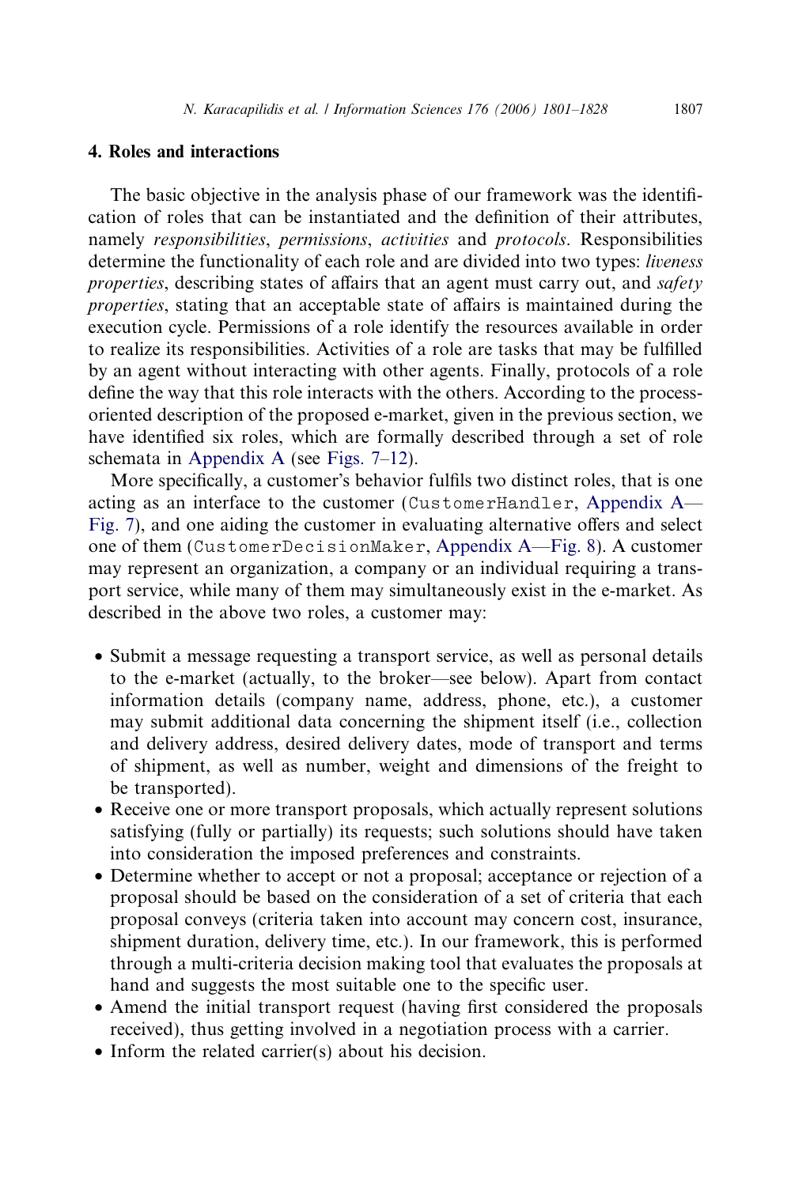## 4. Roles and interactions

The basic objective in the analysis phase of our framework was the identification of roles that can be instantiated and the definition of their attributes, namely *responsibilities*, *permissions*, *activities* and *protocols*. Responsibilities determine the functionality of each role and are divided into two types: *liveness properties*, describing states of affairs that an agent must carry out, and *safety properties*, stating that an acceptable state of affairs is maintained during the execution cycle. Permissions of a role identify the resources available in order to realize its responsibilities. Activities of a role are tasks that may be fulfilled by an agent without interacting with other agents. Finally, protocols of a role define the way that this role interacts with the others. According to the process-oriented description of the proposed e-market, given in the previous section, we have identified six roles, which are formally described through a set of role schemata in Appendix A (see Figs. 7–12).

More specifically, a customer's behavior fulfils two distinct roles, that is one acting as an interface to the customer (`CustomerHandler`, Appendix A—Fig. 7), and one aiding the customer in evaluating alternative offers and select one of them (`CustomerDecisionMaker`, Appendix A—Fig. 8). A customer may represent an organization, a company or an individual requiring a transport service, while many of them may simultaneously exist in the e-market. As described in the above two roles, a customer may:

- Submit a message requesting a transport service, as well as personal details to the e-market (actually, to the broker—see below). Apart from contact information details (company name, address, phone, etc.), a customer may submit additional data concerning the shipment itself (i.e., collection and delivery address, desired delivery dates, mode of transport and terms of shipment, as well as number, weight and dimensions of the freight to be transported).
- Receive one or more transport proposals, which actually represent solutions satisfying (fully or partially) its requests; such solutions should have taken into consideration the imposed preferences and constraints.
- Determine whether to accept or not a proposal; acceptance or rejection of a proposal should be based on the consideration of a set of criteria that each proposal conveys (criteria taken into account may concern cost, insurance, shipment duration, delivery time, etc.). In our framework, this is performed through a multi-criteria decision making tool that evaluates the proposals at hand and suggests the most suitable one to the specific user.
- Amend the initial transport request (having first considered the proposals received), thus getting involved in a negotiation process with a carrier.
- Inform the related carrier(s) about his decision.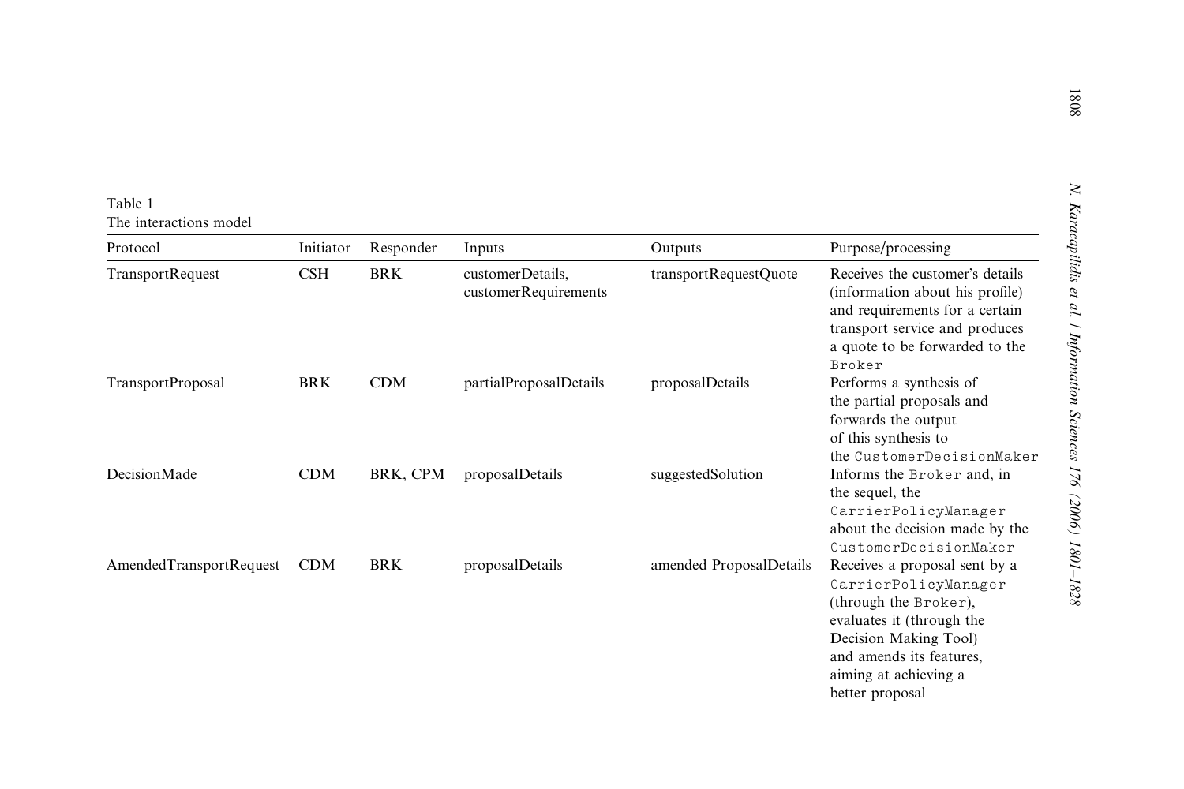Table 1
The interactions model

| Protocol | Initiator | Responder | Inputs | Outputs | Purpose/processing |
|---|---|---|---|---|---|
| TransportRequest | CSH | BRK | customerDetails, customerRequirements | transportRequestQuote | Receives the customer's details (information about his profile) and requirements for a certain transport service and produces a quote to be forwarded to the `Broker` |
| TransportProposal | BRK | CDM | partialProposalDetails | proposalDetails | Performs a synthesis of the partial proposals and forwards the output of this synthesis to the `CustomerDecisionMaker` |
| DecisionMade | CDM | BRK, CPM | proposalDetails | suggestedSolution | Informs the `Broker` and, in the sequel, the `CarrierPolicyManager` about the decision made by the `CustomerDecisionMaker` |
| AmendedTransportRequest | CDM | BRK | proposalDetails | amended ProposalDetails | Receives a proposal sent by a `CarrierPolicyManager` (through the `Broker`), evaluates it (through the Decision Making Tool) and amends its features, aiming at achieving a better proposal |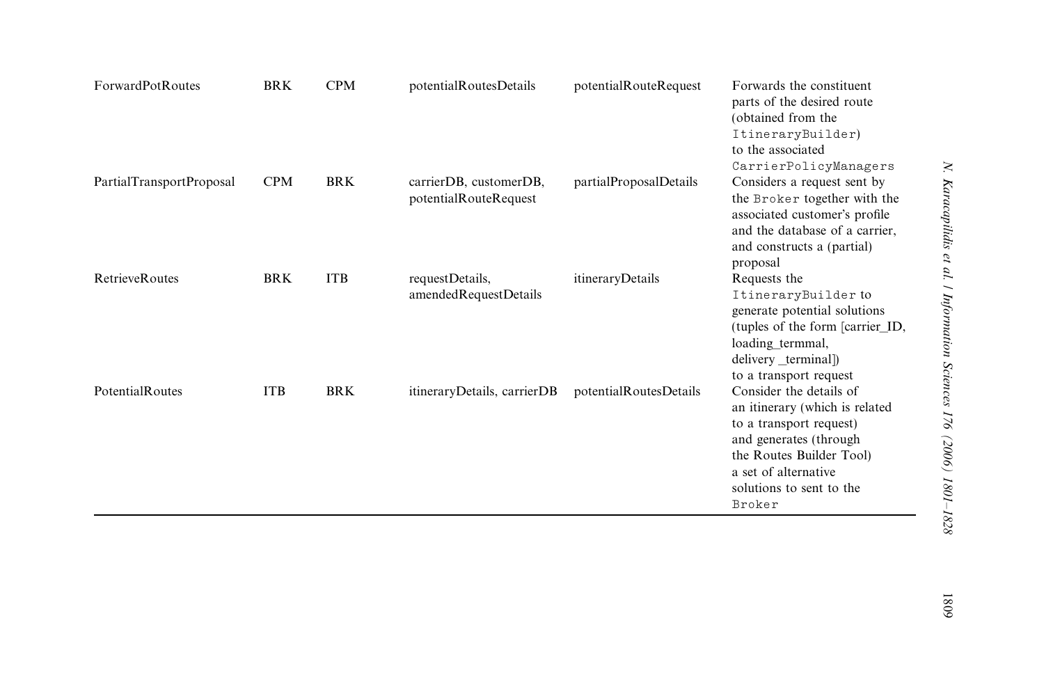| | | | | | |
|---|---|---|---|---|---|
| ForwardPotRoutes | BRK | CPM | potentialRoutesDetails | potentialRouteRequest | Forwards the constituent parts of the desired route (obtained from the `ItineraryBuilder`) to the associated `CarrierPolicyManagers` |
| PartialTransportProposal | CPM | BRK | carrierDB, customerDB, potentialRouteRequest | partialProposalDetails | Considers a request sent by the `Broker` together with the associated customer's profile and the database of a carrier, and constructs a (partial) proposal |
| RetrieveRoutes | BRK | ITB | requestDetails, amendedRequestDetails | itineraryDetails | Requests the `ItineraryBuilder` to generate potential solutions (tuples of the form [carrier_ID, loading_termmal, delivery _terminal]) to a transport request |
| PotentialRoutes | ITB | BRK | itineraryDetails, carrierDB | potentialRoutesDetails | Consider the details of an itinerary (which is related to a transport request) and generates (through the Routes Builder Tool) a set of alternative solutions to sent to the `Broker` |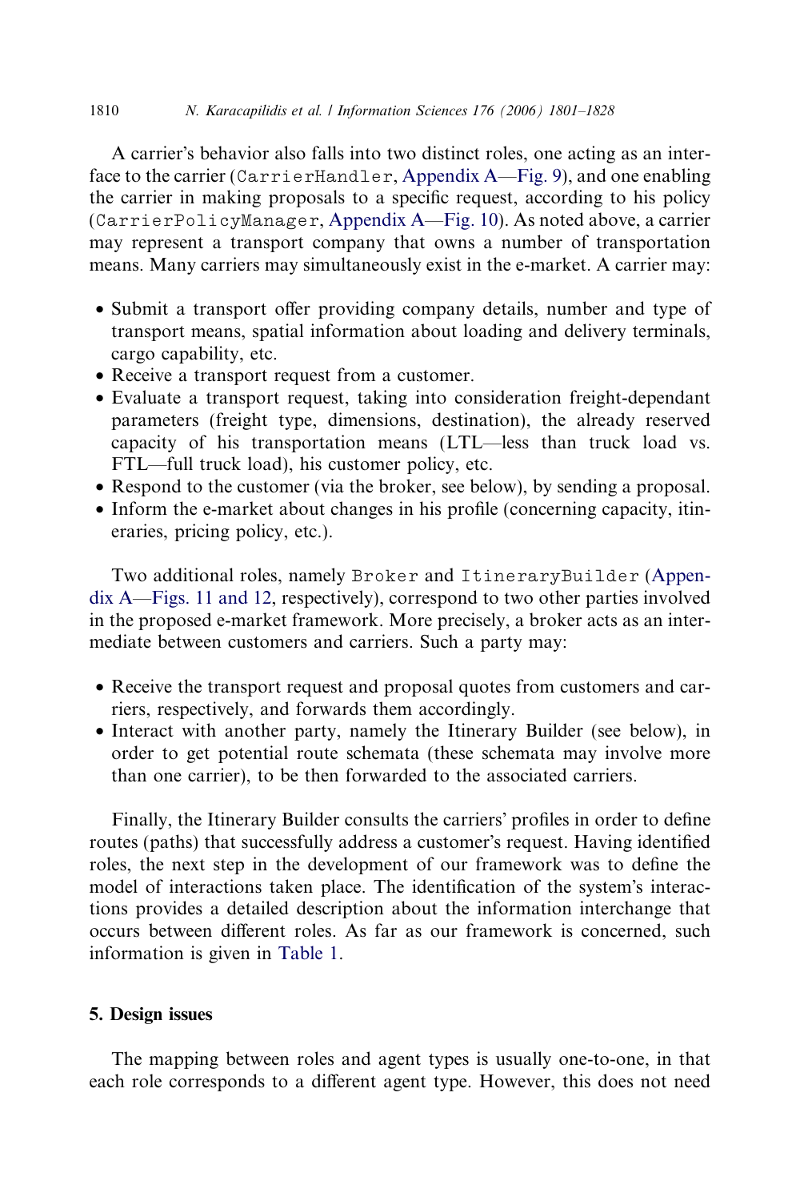A carrier's behavior also falls into two distinct roles, one acting as an interface to the carrier (`CarrierHandler`, Appendix A—Fig. 9), and one enabling the carrier in making proposals to a specific request, according to his policy (`CarrierPolicyManager`, Appendix A—Fig. 10). As noted above, a carrier may represent a transport company that owns a number of transportation means. Many carriers may simultaneously exist in the e-market. A carrier may:

- Submit a transport offer providing company details, number and type of transport means, spatial information about loading and delivery terminals, cargo capability, etc.
- Receive a transport request from a customer.
- Evaluate a transport request, taking into consideration freight-dependant parameters (freight type, dimensions, destination), the already reserved capacity of his transportation means (LTL—less than truck load vs. FTL—full truck load), his customer policy, etc.
- Respond to the customer (via the broker, see below), by sending a proposal.
- Inform the e-market about changes in his profile (concerning capacity, itineraries, pricing policy, etc.).

Two additional roles, namely `Broker` and `ItineraryBuilder` (Appendix A—Figs. 11 and 12, respectively), correspond to two other parties involved in the proposed e-market framework. More precisely, a broker acts as an intermediate between customers and carriers. Such a party may:

- Receive the transport request and proposal quotes from customers and carriers, respectively, and forwards them accordingly.
- Interact with another party, namely the Itinerary Builder (see below), in order to get potential route schemata (these schemata may involve more than one carrier), to be then forwarded to the associated carriers.

Finally, the Itinerary Builder consults the carriers' profiles in order to define routes (paths) that successfully address a customer's request. Having identified roles, the next step in the development of our framework was to define the model of interactions taken place. The identification of the system's interactions provides a detailed description about the information interchange that occurs between different roles. As far as our framework is concerned, such information is given in Table 1.

## 5. Design issues

The mapping between roles and agent types is usually one-to-one, in that each role corresponds to a different agent type. However, this does not need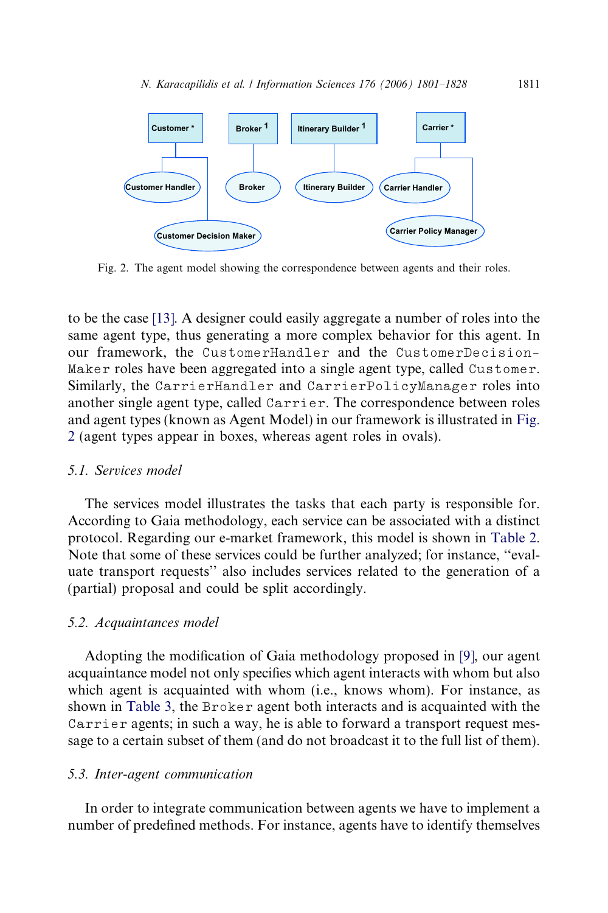Customer *

Broker 1

Itinerary Builder 1

Carrier *

Customer Handler

Broker

Itinerary Builder

Carrier Handler

Customer Decision Maker

Carrier Policy Manager

Fig. 2. The agent model showing the correspondence between agents and their roles.

to be the case [13]. A designer could easily aggregate a number of roles into the same agent type, thus generating a more complex behavior for this agent. In our framework, the CustomerHandler and the CustomerDecision-Maker roles have been aggregated into a single agent type, called Customer. Similarly, the CarrierHandler and CarrierPolicyManager roles into another single agent type, called Carrier. The correspondence between roles and agent types (known as Agent Model) in our framework is illustrated in Fig. 2 (agent types appear in boxes, whereas agent roles in ovals).

### *5.1. Services model*

The services model illustrates the tasks that each party is responsible for. According to Gaia methodology, each service can be associated with a distinct protocol. Regarding our e-market framework, this model is shown in Table 2. Note that some of these services could be further analyzed; for instance, "evaluate transport requests" also includes services related to the generation of a (partial) proposal and could be split accordingly.

### *5.2. Acquaintances model*

Adopting the modification of Gaia methodology proposed in [9], our agent acquaintance model not only specifies which agent interacts with whom but also which agent is acquainted with whom (i.e., knows whom). For instance, as shown in Table 3, the Broker agent both interacts and is acquainted with the Carrier agents; in such a way, he is able to forward a transport request message to a certain subset of them (and do not broadcast it to the full list of them).

### *5.3. Inter-agent communication*

In order to integrate communication between agents we have to implement a number of predefined methods. For instance, agents have to identify themselves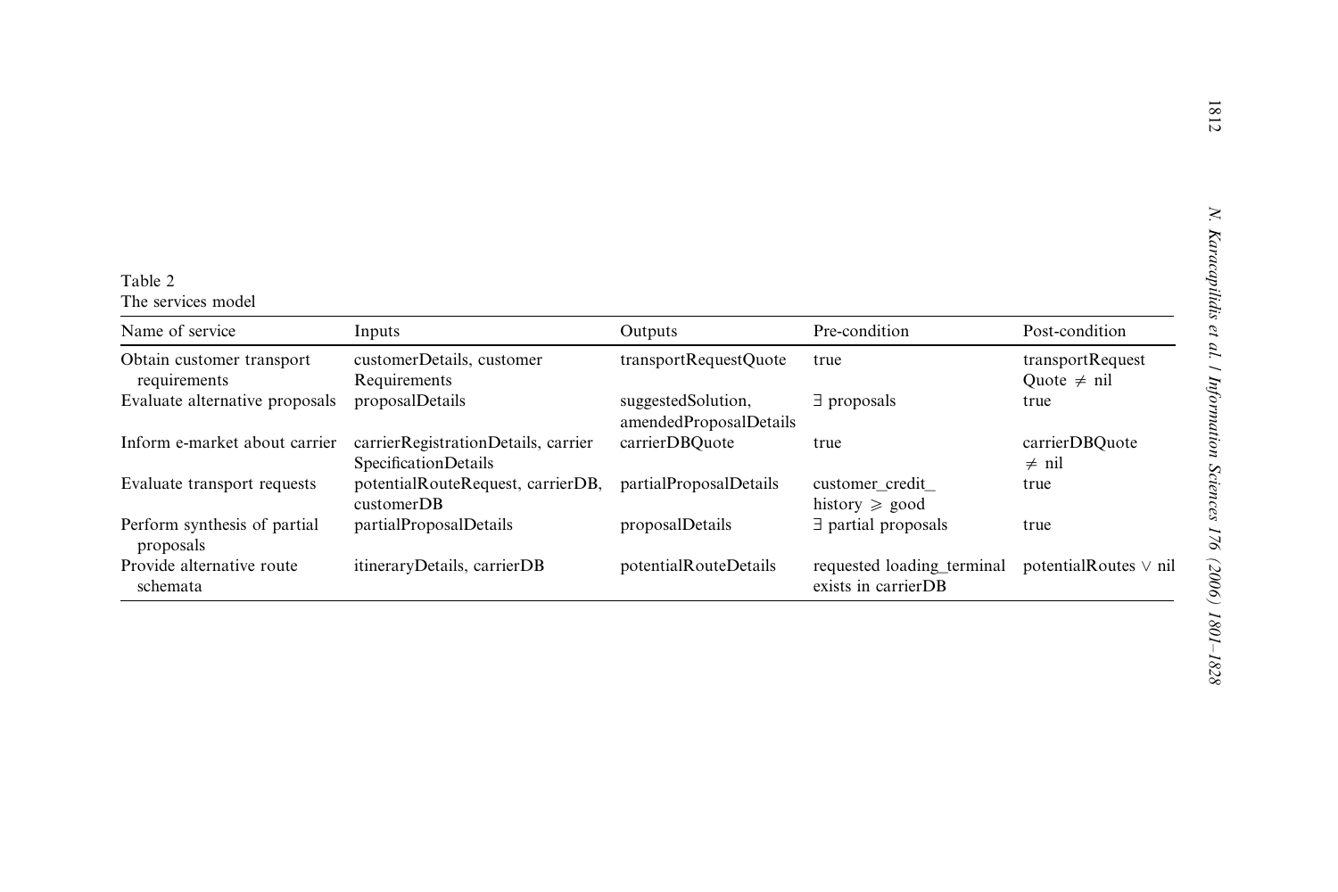Table 2
The services model

| Name of service | Inputs | Outputs | Pre-condition | Post-condition |
| --- | --- | --- | --- | --- |
| Obtain customer transport requirements | customerDetails, customer Requirements | transportRequestQuote | true | transportRequest Quote $\neq$ nil |
| Evaluate alternative proposals | proposalDetails | suggestedSolution, amendedProposalDetails | $\exists$ proposals | true |
| Inform e-market about carrier | carrierRegistrationDetails, carrier SpecificationDetails | carrierDBQuote | true | carrierDBQuote $\neq$ nil |
| Evaluate transport requests | potentialRouteRequest, carrierDB, customerDB | partialProposalDetails | customer_credit_ history $\geqslant$ good | true |
| Perform synthesis of partial proposals | partialProposalDetails | proposalDetails | $\exists$ partial proposals | true |
| Provide alternative route schemata | itineraryDetails, carrierDB | potentialRouteDetails | requested loading_terminal exists in carrierDB | potentialRoutes $\vee$ nil |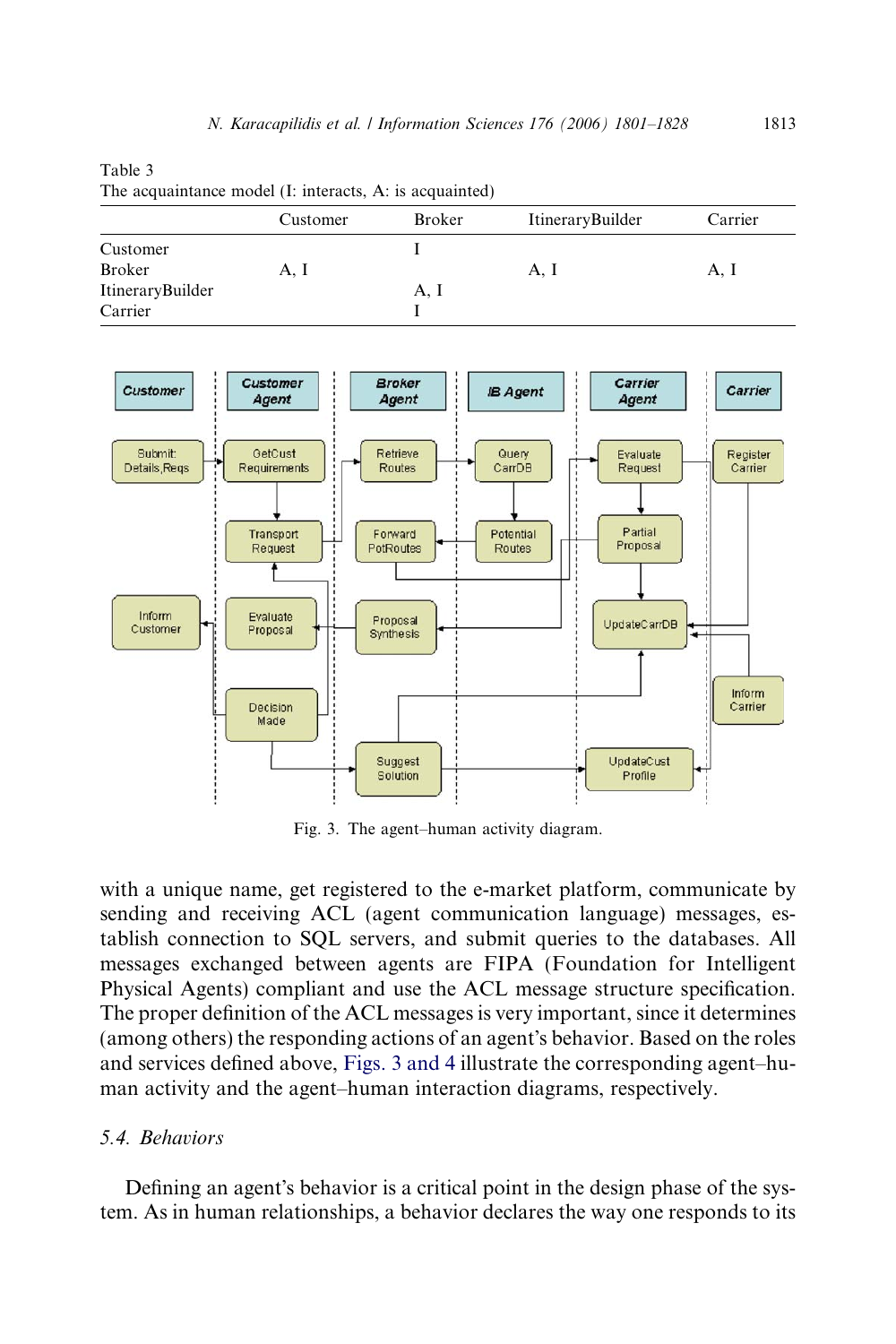Table 3
The acquaintance model (I: interacts, A: is acquainted)

| | Customer | Broker | ItineraryBuilder | Carrier |
|---|---|---|---|---|
| Customer | | I | | |
| Broker | A, I | | A, I | A, I |
| ItineraryBuilder | | A, I | | |
| Carrier | | I | | |

Customer
Customer Agent
Broker Agent
IB Agent
Carrier Agent
Carrier
Submit: Details,Reqs
GetCust Requirements
Retrieve Routes
Query CarrDB
Evaluate Request
Register Carrier
Transport Request
Forward PotRoutes
Potential Routes
Partial Proposal
Inform Customer
Evaluate Proposal
Proposal Synthesis
UpdateCarrDB
Decision Made
Inform Carrier
Suggest Solution
UpdateCust Profile

Fig. 3. The agent–human activity diagram.

with a unique name, get registered to the e-market platform, communicate by sending and receiving ACL (agent communication language) messages, establish connection to SQL servers, and submit queries to the databases. All messages exchanged between agents are FIPA (Foundation for Intelligent Physical Agents) compliant and use the ACL message structure specification. The proper definition of the ACL messages is very important, since it determines (among others) the responding actions of an agent's behavior. Based on the roles and services defined above, Figs. 3 and 4 illustrate the corresponding agent–human activity and the agent–human interaction diagrams, respectively.

### 5.4. Behaviors

Defining an agent's behavior is a critical point in the design phase of the system. As in human relationships, a behavior declares the way one responds to its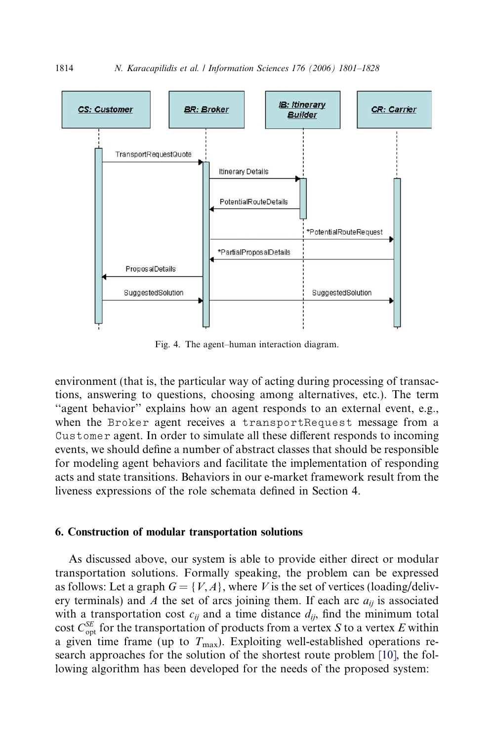Fig. 4. The agent–human interaction diagram.

environment (that is, the particular way of acting during processing of transactions, answering to questions, choosing among alternatives, etc.). The term ''agent behavior'' explains how an agent responds to an external event, e.g., when the `Broker` agent receives a `transportRequest` message from a `Customer` agent. In order to simulate all these different responds to incoming events, we should define a number of abstract classes that should be responsible for modeling agent behaviors and facilitate the implementation of responding acts and state transitions. Behaviors in our e-market framework result from the liveness expressions of the role schemata defined in Section 4.

## 6. Construction of modular transportation solutions

As discussed above, our system is able to provide either direct or modular transportation solutions. Formally speaking, the problem can be expressed as follows: Let a graph $G = \{V, A\}$, where $V$ is the set of vertices (loading/delivery terminals) and $A$ the set of arcs joining them. If each arc $a_{ij}$ is associated with a transportation cost $c_{ij}$ and a time distance $d_{ij}$, find the minimum total cost $C_{\text{opt}}^{SE}$ for the transportation of products from a vertex $S$ to a vertex $E$ within a given time frame (up to $T_{\max}$). Exploiting well-established operations research approaches for the solution of the shortest route problem [10], the following algorithm has been developed for the needs of the proposed system: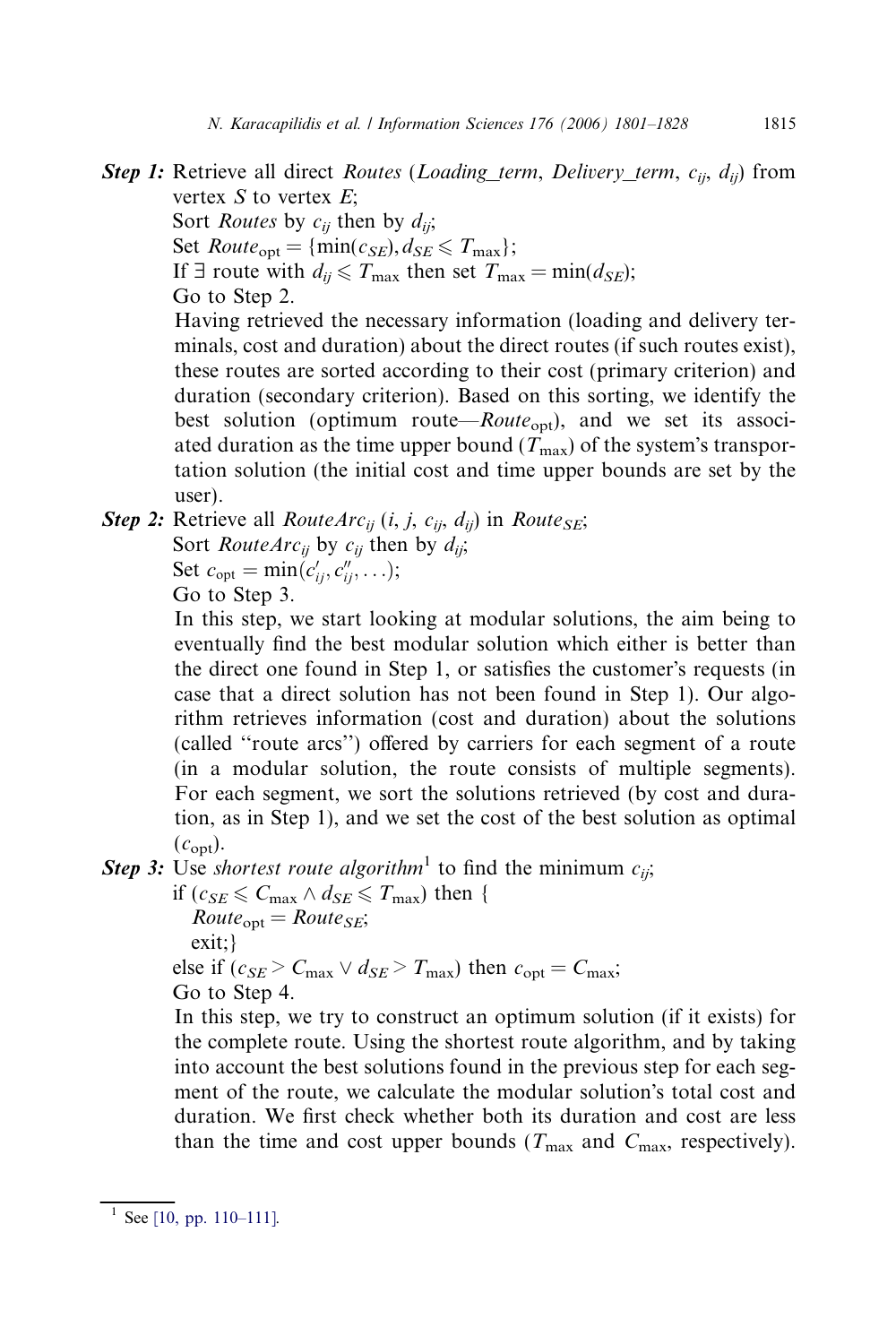**Step 1:** Retrieve all direct *Routes* (*Loading_term*, *Delivery_term*, $c_{ij}$, $d_{ij}$) from vertex $S$ to vertex $E$;

Sort *Routes* by $c_{ij}$ then by $d_{ij}$;

Set $Route_{\text{opt}} = \{\min(c_{SE}), d_{SE} \leqslant T_{\max}\}$;

If $\exists$ route with $d_{ij} \leqslant T_{\max}$ then set $T_{\max} = \min(d_{SE})$;

Go to Step 2.

Having retrieved the necessary information (loading and delivery terminals, cost and duration) about the direct routes (if such routes exist), these routes are sorted according to their cost (primary criterion) and duration (secondary criterion). Based on this sorting, we identify the best solution (optimum route—$Route_{\text{opt}}$), and we set its associated duration as the time upper bound ($T_{\max}$) of the system's transportation solution (the initial cost and time upper bounds are set by the user).

**Step 2:** Retrieve all $RouteArc_{ij}$ ($i$, $j$, $c_{ij}$, $d_{ij}$) in $Route_{SE}$;

Sort $RouteArc_{ij}$ by $c_{ij}$ then by $d_{ij}$;

Set $c_{\text{opt}} = \min(c'_{ij}, c''_{ij}, \ldots)$;

Go to Step 3.

In this step, we start looking at modular solutions, the aim being to eventually find the best modular solution which either is better than the direct one found in Step 1, or satisfies the customer's requests (in case that a direct solution has not been found in Step 1). Our algorithm retrieves information (cost and duration) about the solutions (called "route arcs") offered by carriers for each segment of a route (in a modular solution, the route consists of multiple segments). For each segment, we sort the solutions retrieved (by cost and duration, as in Step 1), and we set the cost of the best solution as optimal ($c_{\text{opt}}$).

**Step 3:** Use *shortest route algorithm*[1] to find the minimum $c_{ij}$;

if ($c_{SE} \leqslant C_{\max} \wedge d_{SE} \leqslant T_{\max}$) then {

$Route_{\text{opt}} = Route_{SE}$;

exit;}

else if ($c_{SE} > C_{\max} \vee d_{SE} > T_{\max}$) then $c_{\text{opt}} = C_{\max}$;

Go to Step 4.

In this step, we try to construct an optimum solution (if it exists) for the complete route. Using the shortest route algorithm, and by taking into account the best solutions found in the previous step for each segment of the route, we calculate the modular solution's total cost and duration. We first check whether both its duration and cost are less than the time and cost upper bounds ($T_{\max}$ and $C_{\max}$, respectively).

---

[1] See [10, pp. 110–111].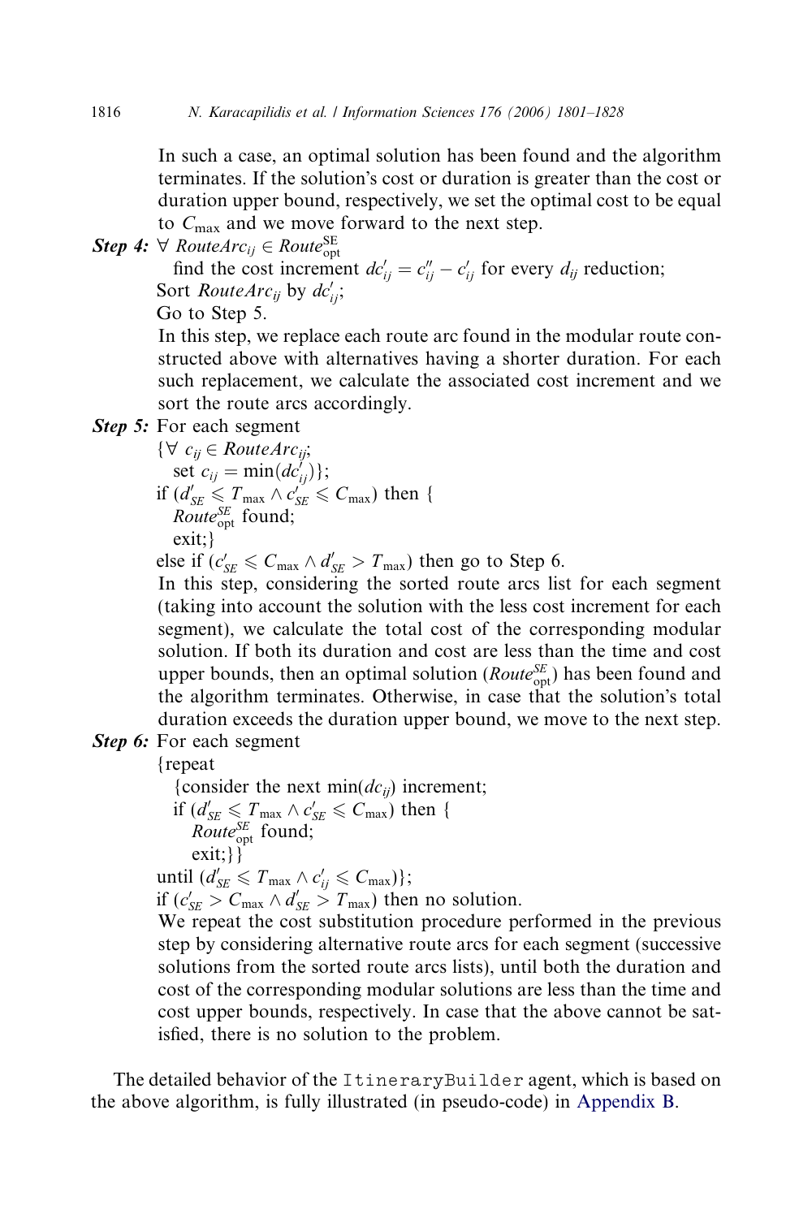In such a case, an optimal solution has been found and the algorithm terminates. If the solution's cost or duration is greater than the cost or duration upper bound, respectively, we set the optimal cost to be equal to $C_{\max}$ and we move forward to the next step.

***Step 4:*** $\forall$ *RouteArc*$_{ij} \in$ *Route*$^{\mathrm{SE}}_{\mathrm{opt}}$

find the cost increment $dc'_{ij} = c''_{ij} - c'_{ij}$ for every $d_{ij}$ reduction;
Sort *RouteArc*$_{ij}$ by $dc'_{ij}$;
Go to Step 5.

In this step, we replace each route arc found in the modular route constructed above with alternatives having a shorter duration. For each such replacement, we calculate the associated cost increment and we sort the route arcs accordingly.

***Step 5:*** For each segment

{$\forall$ $c_{ij} \in$ *RouteArc*$_{ij}$;
set $c_{ij} = \min(dc'_{ij})$};
if ($d'_{SE} \leqslant T_{\max} \wedge c'_{SE} \leqslant C_{\max}$) then {
*Route*$^{SE}_{\mathrm{opt}}$ found;
exit;}
else if ($c'_{SE} \leqslant C_{\max} \wedge d'_{SE} > T_{\max}$) then go to Step 6.

In this step, considering the sorted route arcs list for each segment (taking into account the solution with the less cost increment for each segment), we calculate the total cost of the corresponding modular solution. If both its duration and cost are less than the time and cost upper bounds, then an optimal solution (*Route*$^{SE}_{\mathrm{opt}}$) has been found and the algorithm terminates. Otherwise, in case that the solution's total duration exceeds the duration upper bound, we move to the next step.

***Step 6:*** For each segment

{repeat
{consider the next $\min(dc_{ij})$ increment;
if ($d'_{SE} \leqslant T_{\max} \wedge c'_{SE} \leqslant C_{\max}$) then {
*Route*$^{SE}_{\mathrm{opt}}$ found;
exit;}}
until ($d'_{SE} \leqslant T_{\max} \wedge c'_{ij} \leqslant C_{\max}$)};
if ($c'_{SE} > C_{\max} \wedge d'_{SE} > T_{\max}$) then no solution.

We repeat the cost substitution procedure performed in the previous step by considering alternative route arcs for each segment (successive solutions from the sorted route arcs lists), until both the duration and cost of the corresponding modular solutions are less than the time and cost upper bounds, respectively. In case that the above cannot be satisfied, there is no solution to the problem.

The detailed behavior of the `ItineraryBuilder` agent, which is based on the above algorithm, is fully illustrated (in pseudo-code) in Appendix B.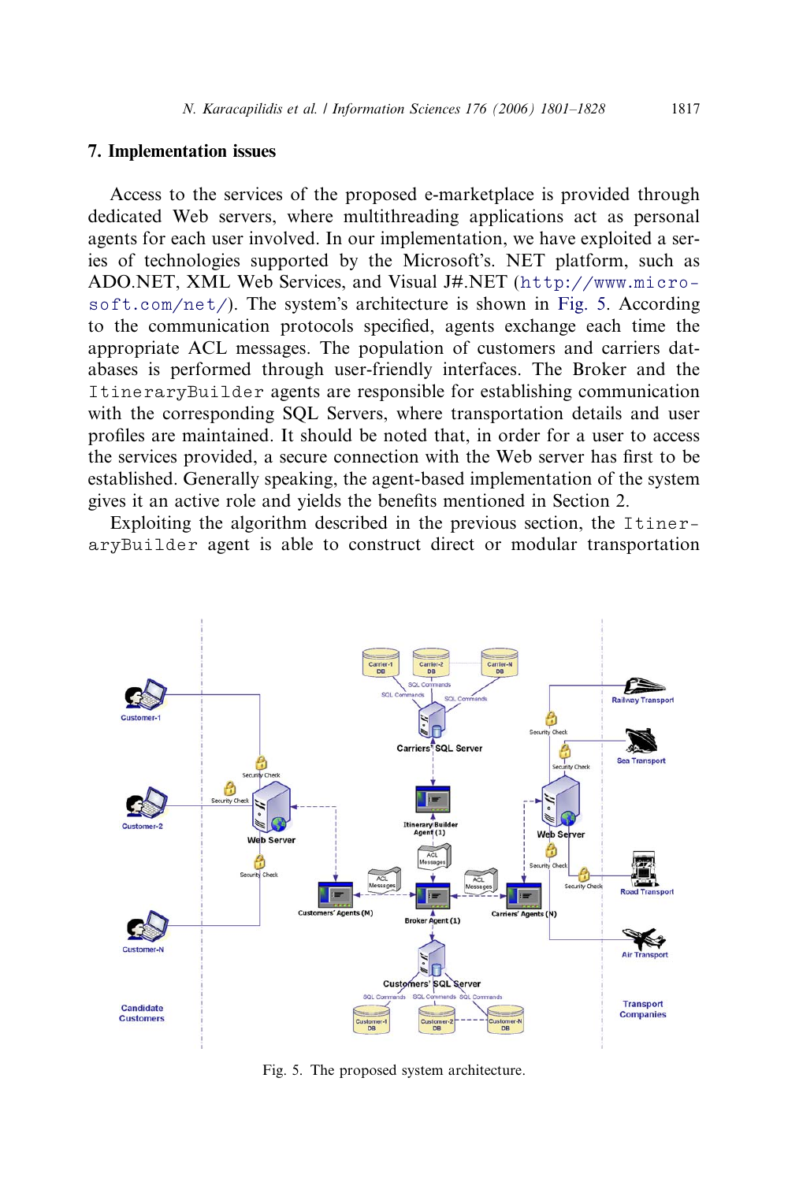## 7. Implementation issues

Access to the services of the proposed e-marketplace is provided through dedicated Web servers, where multithreading applications act as personal agents for each user involved. In our implementation, we have exploited a series of technologies supported by the Microsoft's. NET platform, such as ADO.NET, XML Web Services, and Visual J#.NET (http://www.microsoft.com/net/). The system's architecture is shown in Fig. 5. According to the communication protocols specified, agents exchange each time the appropriate ACL messages. The population of customers and carriers databases is performed through user-friendly interfaces. The Broker and the ItineraryBuilder agents are responsible for establishing communication with the corresponding SQL Servers, where transportation details and user profiles are maintained. It should be noted that, in order for a user to access the services provided, a secure connection with the Web server has first to be established. Generally speaking, the agent-based implementation of the system gives it an active role and yields the benefits mentioned in Section 2.

Exploiting the algorithm described in the previous section, the ItineraryBuilder agent is able to construct direct or modular transportation

Carrier-1 DB
Carrier-2 DB
Carrier-N DB
SQL Commands
SQL Commands
SQL Commands
Carriers' SQL Server
Customer-1
Customer-2
Customer-N
Candidate Customers
Security Check
Security Check
Security Check
Web Server
Itinerary Builder Agent (1)
ACL Messages
ACL Messages
ACL Messages
Customers' Agents (M)
Broker Agent (1)
Carriers' Agents (N)
Customers' SQL Server
SQL Commands
SQL Commands
SQL Commands
Customer-1 DB
Customer-2 DB
Customer-N DB
Railway Transport
Sea Transport
Security Check
Security Check
Web Server
Security Check
Security Check
Road Transport
Air Transport
Transport Companies

Fig. 5. The proposed system architecture.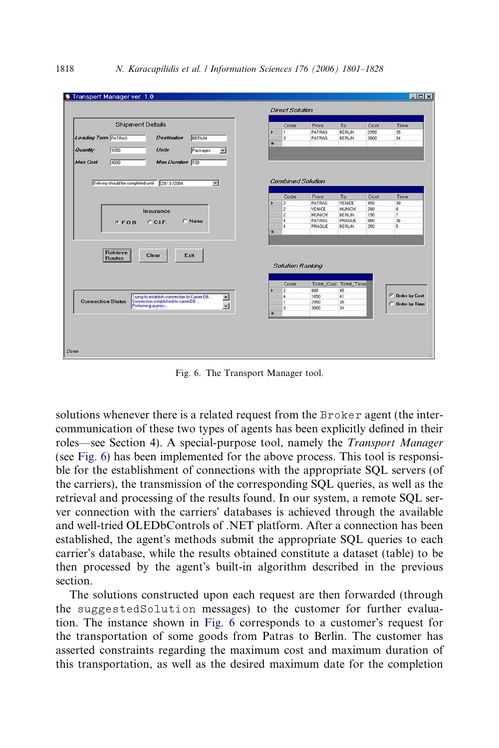Fig. 6. The Transport Manager tool.

solutions whenever there is a related request from the `Broker` agent (the intercommunication of these two types of agents has been explicitly defined in their roles—see Section 4). A special-purpose tool, namely the *Transport Manager* (see Fig. 6) has been implemented for the above process. This tool is responsible for the establishment of connections with the appropriate SQL servers (of the carriers), the transmission of the corresponding SQL queries, as well as the retrieval and processing of the results found. In our system, a remote SQL server connection with the carriers' databases is achieved through the available and well-tried OLEDbControls of .NET platform. After a connection has been established, the agent's methods submit the appropriate SQL queries to each carrier's database, while the results obtained constitute a dataset (table) to be then processed by the agent's built-in algorithm described in the previous section.

The solutions constructed upon each request are then forwarded (through the `suggestedSolution` messages) to the customer for further evaluation. The instance shown in Fig. 6 corresponds to a customer's request for the transportation of some goods from Patras to Berlin. The customer has asserted constraints regarding the maximum cost and maximum duration of this transportation, as well as the desired maximum date for the completion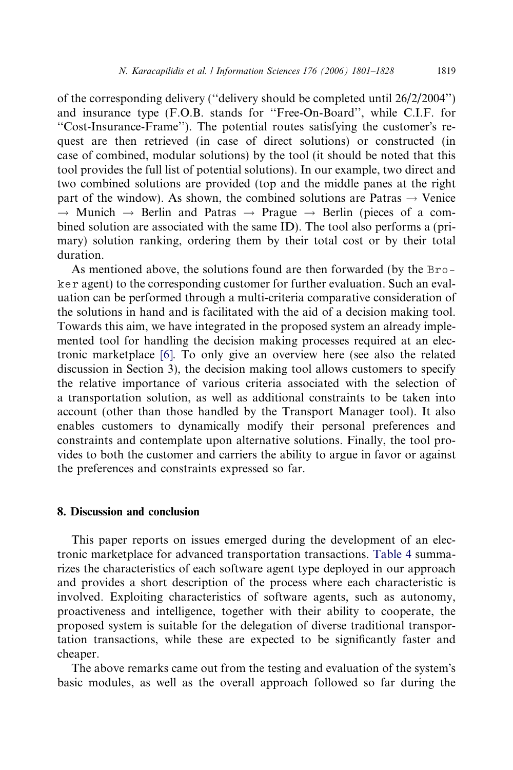of the corresponding delivery (''delivery should be completed until 26/2/2004'') and insurance type (F.O.B. stands for ''Free-On-Board'', while C.I.F. for ''Cost-Insurance-Frame''). The potential routes satisfying the customer's request are then retrieved (in case of direct solutions) or constructed (in case of combined, modular solutions) by the tool (it should be noted that this tool provides the full list of potential solutions). In our example, two direct and two combined solutions are provided (top and the middle panes at the right part of the window). As shown, the combined solutions are Patras → Venice → Munich → Berlin and Patras → Prague → Berlin (pieces of a combined solution are associated with the same ID). The tool also performs a (primary) solution ranking, ordering them by their total cost or by their total duration.

As mentioned above, the solutions found are then forwarded (by the `Broker` agent) to the corresponding customer for further evaluation. Such an evaluation can be performed through a multi-criteria comparative consideration of the solutions in hand and is facilitated with the aid of a decision making tool. Towards this aim, we have integrated in the proposed system an already implemented tool for handling the decision making processes required at an electronic marketplace [6]. To only give an overview here (see also the related discussion in Section 3), the decision making tool allows customers to specify the relative importance of various criteria associated with the selection of a transportation solution, as well as additional constraints to be taken into account (other than those handled by the Transport Manager tool). It also enables customers to dynamically modify their personal preferences and constraints and contemplate upon alternative solutions. Finally, the tool provides to both the customer and carriers the ability to argue in favor or against the preferences and constraints expressed so far.

## 8. Discussion and conclusion

This paper reports on issues emerged during the development of an electronic marketplace for advanced transportation transactions. Table 4 summarizes the characteristics of each software agent type deployed in our approach and provides a short description of the process where each characteristic is involved. Exploiting characteristics of software agents, such as autonomy, proactiveness and intelligence, together with their ability to cooperate, the proposed system is suitable for the delegation of diverse traditional transportation transactions, while these are expected to be significantly faster and cheaper.

The above remarks came out from the testing and evaluation of the system's basic modules, as well as the overall approach followed so far during the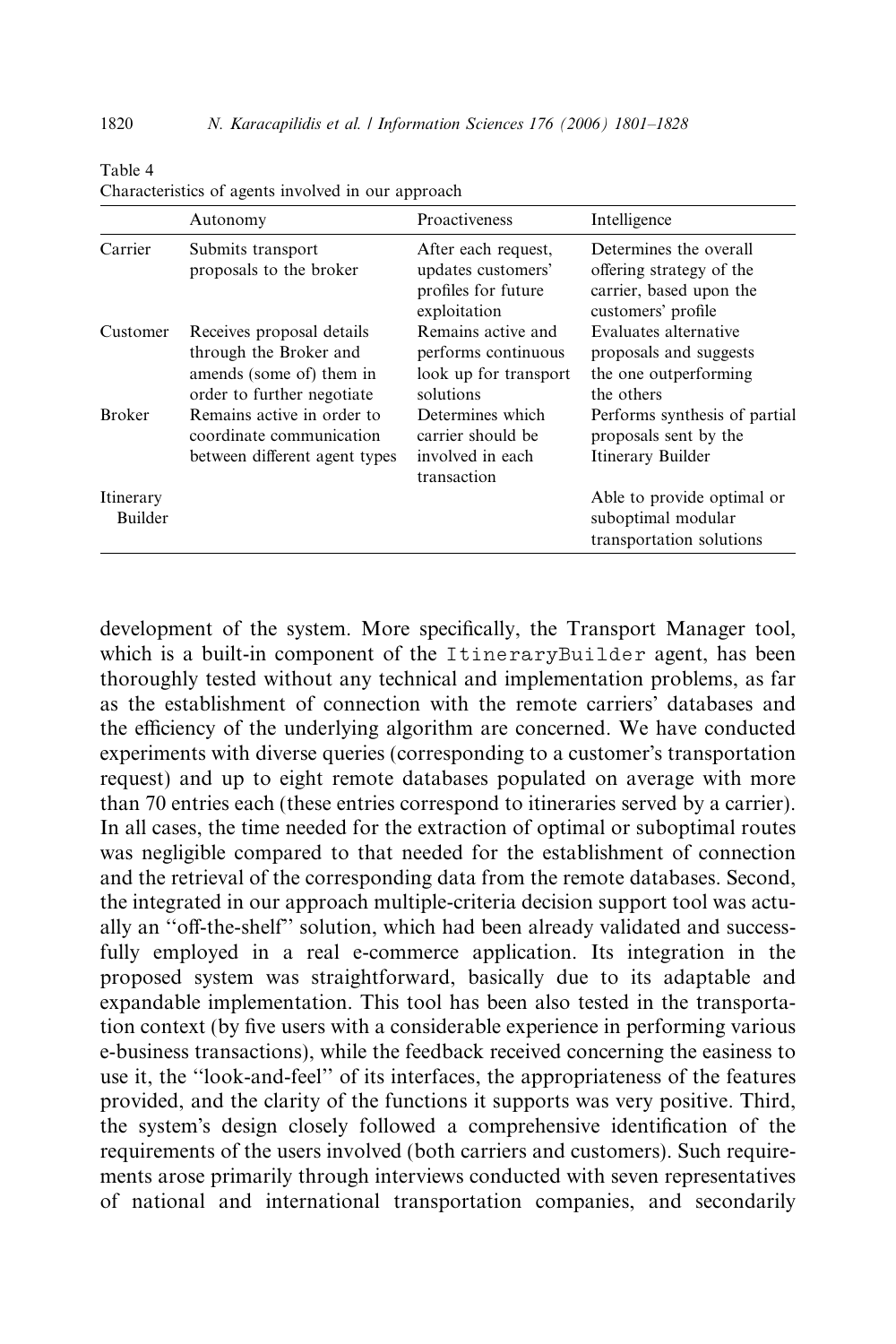Table 4
Characteristics of agents involved in our approach

| | Autonomy | Proactiveness | Intelligence |
|---|---|---|---|
| Carrier | Submits transport proposals to the broker | After each request, updates customers' profiles for future exploitation | Determines the overall offering strategy of the carrier, based upon the customers' profile |
| Customer | Receives proposal details through the Broker and amends (some of) them in order to further negotiate | Remains active and performs continuous look up for transport solutions | Evaluates alternative proposals and suggests the one outperforming the others |
| Broker | Remains active in order to coordinate communication between different agent types | Determines which carrier should be involved in each transaction | Performs synthesis of partial proposals sent by the Itinerary Builder |
| Itinerary Builder | | | Able to provide optimal or suboptimal modular transportation solutions |

development of the system. More specifically, the Transport Manager tool, which is a built-in component of the `ItineraryBuilder` agent, has been thoroughly tested without any technical and implementation problems, as far as the establishment of connection with the remote carriers' databases and the efficiency of the underlying algorithm are concerned. We have conducted experiments with diverse queries (corresponding to a customer's transportation request) and up to eight remote databases populated on average with more than 70 entries each (these entries correspond to itineraries served by a carrier). In all cases, the time needed for the extraction of optimal or suboptimal routes was negligible compared to that needed for the establishment of connection and the retrieval of the corresponding data from the remote databases. Second, the integrated in our approach multiple-criteria decision support tool was actually an "off-the-shelf" solution, which had been already validated and successfully employed in a real e-commerce application. Its integration in the proposed system was straightforward, basically due to its adaptable and expandable implementation. This tool has been also tested in the transportation context (by five users with a considerable experience in performing various e-business transactions), while the feedback received concerning the easiness to use it, the "look-and-feel" of its interfaces, the appropriateness of the features provided, and the clarity of the functions it supports was very positive. Third, the system's design closely followed a comprehensive identification of the requirements of the users involved (both carriers and customers). Such requirements arose primarily through interviews conducted with seven representatives of national and international transportation companies, and secondarily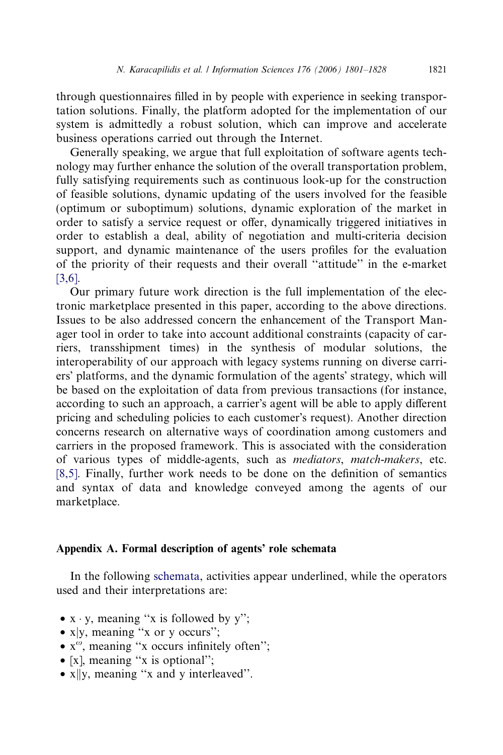through questionnaires filled in by people with experience in seeking transportation solutions. Finally, the platform adopted for the implementation of our system is admittedly a robust solution, which can improve and accelerate business operations carried out through the Internet.

Generally speaking, we argue that full exploitation of software agents technology may further enhance the solution of the overall transportation problem, fully satisfying requirements such as continuous look-up for the construction of feasible solutions, dynamic updating of the users involved for the feasible (optimum or suboptimum) solutions, dynamic exploration of the market in order to satisfy a service request or offer, dynamically triggered initiatives in order to establish a deal, ability of negotiation and multi-criteria decision support, and dynamic maintenance of the users profiles for the evaluation of the priority of their requests and their overall "attitude" in the e-market [3,6].

Our primary future work direction is the full implementation of the electronic marketplace presented in this paper, according to the above directions. Issues to be also addressed concern the enhancement of the Transport Manager tool in order to take into account additional constraints (capacity of carriers, transshipment times) in the synthesis of modular solutions, the interoperability of our approach with legacy systems running on diverse carriers' platforms, and the dynamic formulation of the agents' strategy, which will be based on the exploitation of data from previous transactions (for instance, according to such an approach, a carrier's agent will be able to apply different pricing and scheduling policies to each customer's request). Another direction concerns research on alternative ways of coordination among customers and carriers in the proposed framework. This is associated with the consideration of various types of middle-agents, such as *mediators*, *match-makers*, etc. [8,5]. Finally, further work needs to be done on the definition of semantics and syntax of data and knowledge conveyed among the agents of our marketplace.

## Appendix A. Formal description of agents' role schemata

In the following schemata, activities appear underlined, while the operators used and their interpretations are:

- $x \cdot y$, meaning "x is followed by y";
- $x|y$, meaning "x or y occurs";
- $x^{\omega}$, meaning "x occurs infinitely often";
- $[x]$, meaning "x is optional";
- $x\|y$, meaning "x and y interleaved".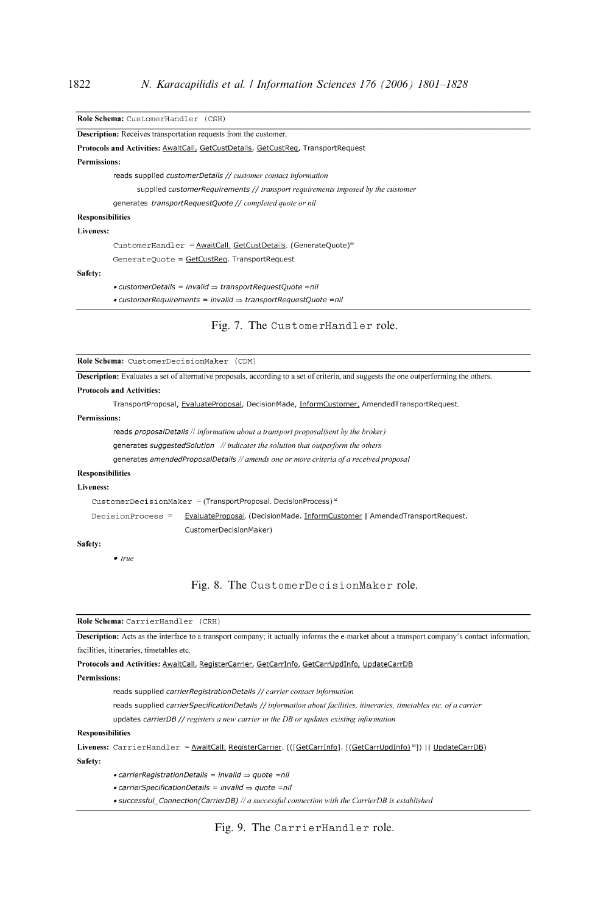**Role Schema:** CustomerHandler (CSH)

**Description:** Receives transportation requests from the customer.

**Protocols and Activities:** <u>AwaitCall</u>, <u>GetCustDetails</u>, <u>GetCustReq</u>, TransportRequest

**Permissions:**

reads supplied *customerDetails // customer contact information*

supplied *customerRequirements // transport requirements imposed by the customer*

generates *transportRequestQuote // completed quote or nil*

**Responsibilities**

**Liveness:**

CustomerHandler = <u>AwaitCall</u>. <u>GetCustDetails</u>. $(\text{GenerateQuote})^{\omega}$

GenerateQuote = <u>GetCustReq</u>. TransportRequest

**Safety:**

- *customerDetails = invalid ⇒ transportRequestQuote =nil*
- *customerRequirements = invalid ⇒ transportRequestQuote =nil*

Fig. 7. The CustomerHandler role.

**Role Schema:** CustomerDecisionMaker (CDM)

**Description:** Evaluates a set of alternative proposals, according to a set of criteria, and suggests the one outperforming the others.

**Protocols and Activities:**

TransportProposal, <u>EvaluateProposal</u>, DecisionMade, <u>InformCustomer</u>, AmendedTransportRequest.

**Permissions:**

reads *proposalDetails // information about a transport proposal(sent by the broker)*

generates *suggestedSolution // indicates the solution that outperform the others*

generates *amendedProposalDetails // amends one or more criteria of a received proposal*

**Responsibilities**

**Liveness:**

CustomerDecisionMaker = $(\text{TransportProposal. DecisionProcess})^{\omega}$

DecisionProcess = <u>EvaluateProposal</u>. (DecisionMade. <u>InformCustomer</u> | AmendedTransportRequest. CustomerDecisionMaker)

**Safety:**

- *true*

Fig. 8. The CustomerDecisionMaker role.

**Role Schema:** CarrierHandler (CRH)

**Description:** Acts as the interface to a transport company; it actually informs the e-market about a transport company's contact information, facilities, itineraries, timetables etc.

**Protocols and Activities:** <u>AwaitCall</u>, <u>RegisterCarrier</u>, <u>GetCarrInfo</u>, <u>GetCarrUpdInfo</u>, <u>UpdateCarrDB</u>

**Permissions:**

reads supplied *carrierRegistrationDetails // carrier contact information*

reads supplied *carrierSpecificationDetails // information about facilities, itineraries, timetables etc. of a carrier*

updates *carrierDB // registers a new carrier in the DB or updates existing information*

**Responsibilities**

**Liveness:** CarrierHandler = <u>AwaitCall</u>. <u>RegisterCarrier</u>. (([<u>GetCarrInfo</u>]. [$(\underline{\text{GetCarrUpdInfo}})^{\omega}$]) || <u>UpdateCarrDB</u>)

**Safety:**

- *carrierRegistrationDetails = invalid ⇒ quote =nil*
- *carrierSpecificationDetails = invalid ⇒ quote =nil*
- *successful_Connection(CarrierDB) // a successful connection with the CarrierDB is established*

Fig. 9. The CarrierHandler role.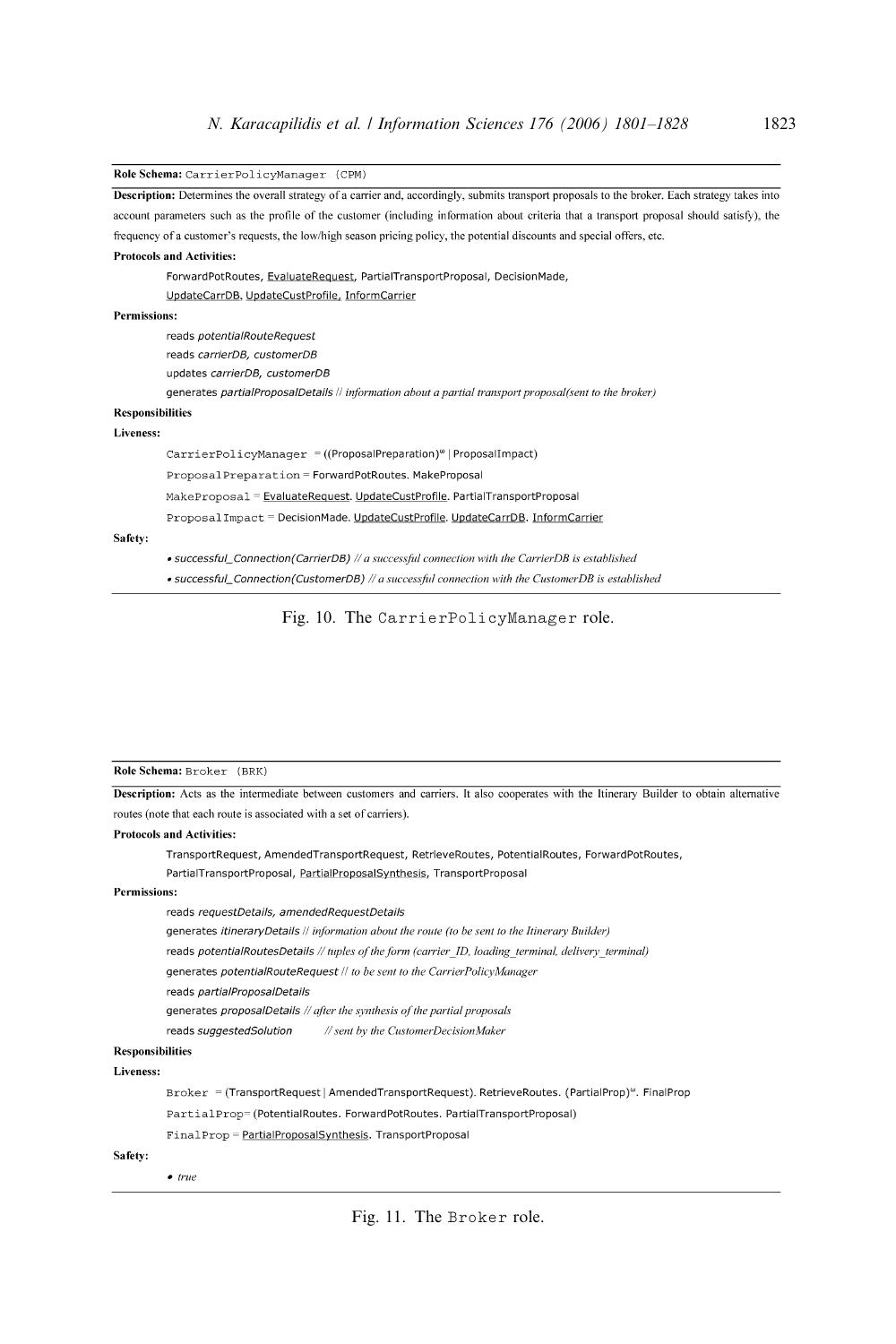**Role Schema:** `CarrierPolicyManager (CPM)`

**Description:** Determines the overall strategy of a carrier and, accordingly, submits transport proposals to the broker. Each strategy takes into account parameters such as the profile of the customer (including information about criteria that a transport proposal should satisfy), the frequency of a customer's requests, the low/high season pricing policy, the potential discounts and special offers, etc.

**Protocols and Activities:**

ForwardPotRoutes, <u>EvaluateRequest</u>, PartialTransportProposal, DecisionMade, <u>UpdateCarrDB</u>, <u>UpdateCustProfile</u>, <u>InformCarrier</u>

**Permissions:**

reads *potentialRouteRequest*
reads *carrierDB, customerDB*
updates *carrierDB, customerDB*
generates *partialProposalDetails* // *information about a partial transport proposal(sent to the broker)*

**Responsibilities**

**Liveness:**

`CarrierPolicyManager` = ((ProposalPreparation)$^{\omega}$ | ProposalImpact)
`ProposalPreparation` = ForwardPotRoutes. MakeProposal
`MakeProposal` = <u>EvaluateRequest</u>. <u>UpdateCustProfile</u>. PartialTransportProposal
`ProposalImpact` = DecisionMade. <u>UpdateCustProfile</u>. <u>UpdateCarrDB</u>. <u>InformCarrier</u>

**Safety:**

- *successful_Connection(CarrierDB) // a successful connection with the CarrierDB is established*
- *successful_Connection(CustomerDB) // a successful connection with the CustomerDB is established*

Fig. 10. The `CarrierPolicyManager` role.

**Role Schema:** `Broker (BRK)`

**Description:** Acts as the intermediate between customers and carriers. It also cooperates with the Itinerary Builder to obtain alternative routes (note that each route is associated with a set of carriers).

**Protocols and Activities:**

TransportRequest, AmendedTransportRequest, RetrieveRoutes, PotentialRoutes, ForwardPotRoutes, PartialTransportProposal, <u>PartialProposalSynthesis</u>, TransportProposal

**Permissions:**

reads *requestDetails, amendedRequestDetails*
generates *itineraryDetails* // *information about the route (to be sent to the Itinerary Builder)*
reads *potentialRoutesDetails* // *tuples of the form (carrier_ID, loading_terminal, delivery_terminal)*
generates *potentialRouteRequest* // *to be sent to the CarrierPolicyManager*
reads *partialProposalDetails*
generates *proposalDetails* // *after the synthesis of the partial proposals*
reads *suggestedSolution* // *sent by the CustomerDecisionMaker*

**Responsibilities**

**Liveness:**

`Broker` = (TransportRequest | AmendedTransportRequest). RetrieveRoutes. (PartialProp)$^{\omega}$. FinalProp
`PartialProp`= (PotentialRoutes. ForwardPotRoutes. PartialTransportProposal)
`FinalProp` = <u>PartialProposalSynthesis</u>. TransportProposal

**Safety:**

- *true*

Fig. 11. The `Broker` role.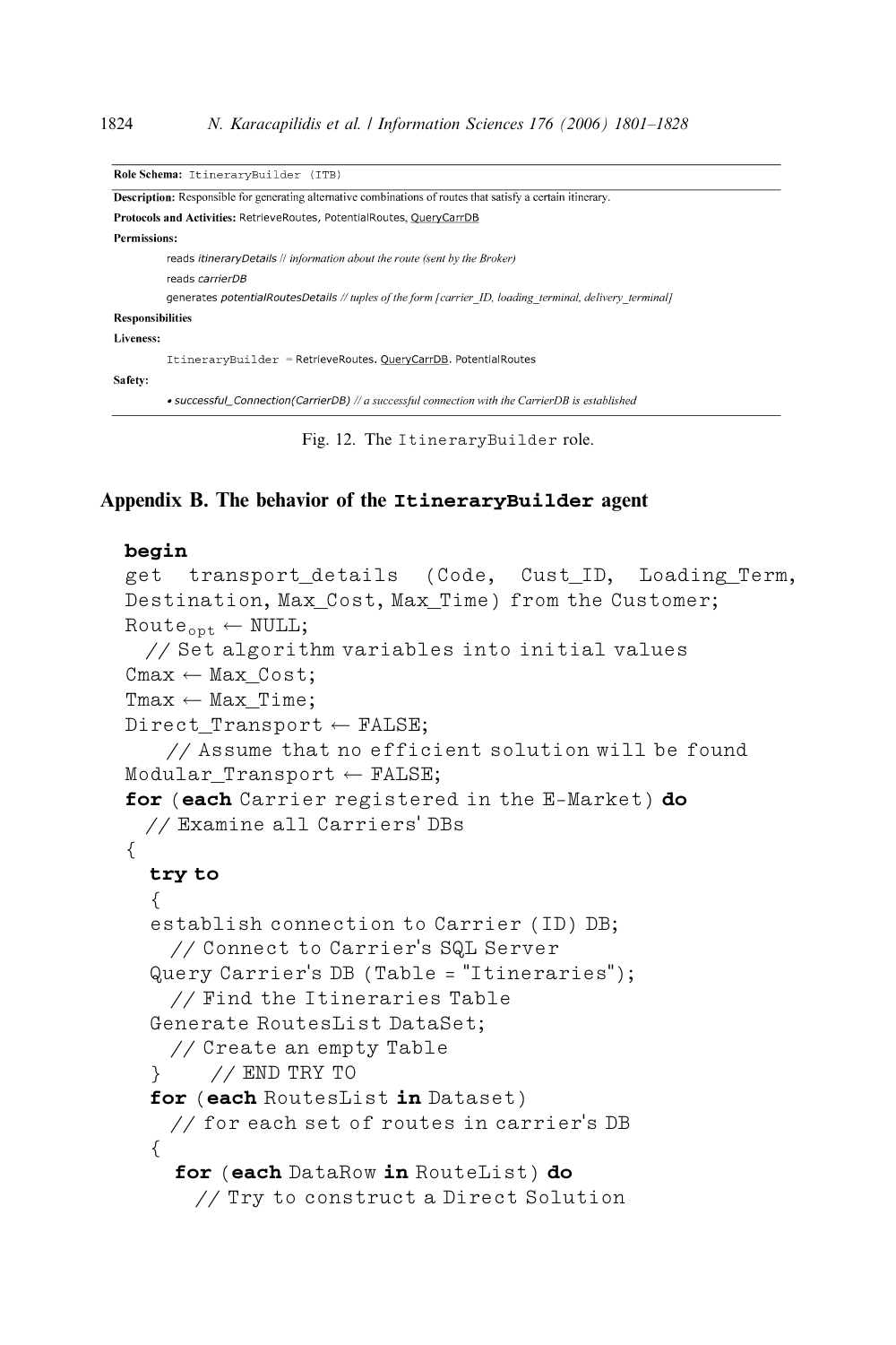**Role Schema:** ItineraryBuilder (ITB)

**Description:** Responsible for generating alternative combinations of routes that satisfy a certain itinerary.

**Protocols and Activities:** RetrieveRoutes, PotentialRoutes, <u>QueryCarrDB</u>

**Permissions:**

reads *itineraryDetails // information about the route (sent by the Broker)*

reads *carrierDB*

generates *potentialRoutesDetails // tuples of the form [carrier_ID, loading_terminal, delivery_terminal]*

**Responsibilities**

**Liveness:**

ItineraryBuilder = RetrieveRoutes. <u>QueryCarrDB</u>. PotentialRoutes

**Safety:**

• *successful_Connection(CarrierDB) // a successful connection with the CarrierDB is established*

Fig. 12. The ItineraryBuilder role.

## Appendix B. The behavior of the ItineraryBuilder agent

```
begin
get  transport_details  (Code,  Cust_ID,  Loading_Term,
Destination, Max_Cost, Max_Time) from the Customer;
Route_opt ← NULL;
  // Set algorithm variables into initial values
Cmax ← Max_Cost;
Tmax ← Max_Time;
Direct_Transport ← FALSE;
    // Assume that no efficient solution will be found
Modular_Transport ← FALSE;
for (each Carrier registered in the E-Market) do
  // Examine all Carriers' DBs
{
  try to
  {
  establish connection to Carrier (ID) DB;
    // Connect to Carrier's SQL Server
  Query Carrier's DB (Table = "Itineraries");
    // Find the Itineraries Table
  Generate RoutesList DataSet;
    // Create an empty Table
  }    // END TRY TO
  for (each RoutesList in Dataset)
    // for each set of routes in carrier's DB
  {
    for (each DataRow in RouteList) do
      // Try to construct a Direct Solution
```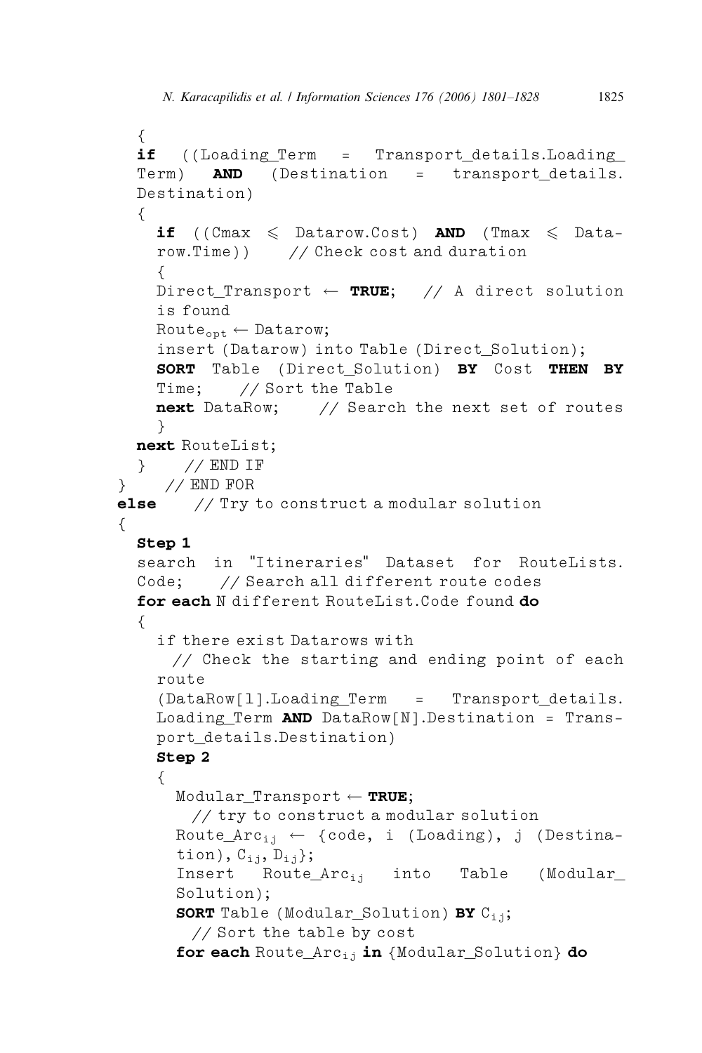```
  {
  if  ((Loading_Term  =  Transport_details.Loading_
  Term)  AND  (Destination  =  transport_details.
  Destination)
  {
    if ((Cmax ⩽ Datarow.Cost) AND (Tmax ⩽ Data-
    row.Time))    // Check cost and duration
    {
    Direct_Transport ← TRUE;  // A direct solution
    is found
    Route_opt ← Datarow;
    insert (Datarow) into Table (Direct_Solution);
    SORT Table (Direct_Solution) BY Cost THEN BY
    Time;    // Sort the Table
    next DataRow;    // Search the next set of routes
    }
  next RouteList;
  }   // END IF
}   // END FOR
else    // Try to construct a modular solution
{
  Step 1
  search in "Itineraries" Dataset for RouteLists.
  Code;   // Search all different route codes
  for each N different RouteList.Code found do
  {
    if there exist Datarows with
      // Check the starting and ending point of each
    route
    (DataRow[1].Loading_Term  =  Transport_details.
    Loading_Term AND DataRow[N].Destination = Trans-
    port_details.Destination)
    Step 2
    {
      Modular_Transport ← TRUE;
        // try to construct a modular solution
      Route_Arc_ij ← {code, i (Loading), j (Destina-
      tion), C_ij, D_ij};
      Insert  Route_Arc_ij  into  Table  (Modular_
      Solution);
      SORT Table (Modular_Solution) BY C_ij;
        // Sort the table by cost
      for each Route_Arc_ij in {Modular_Solution} do
```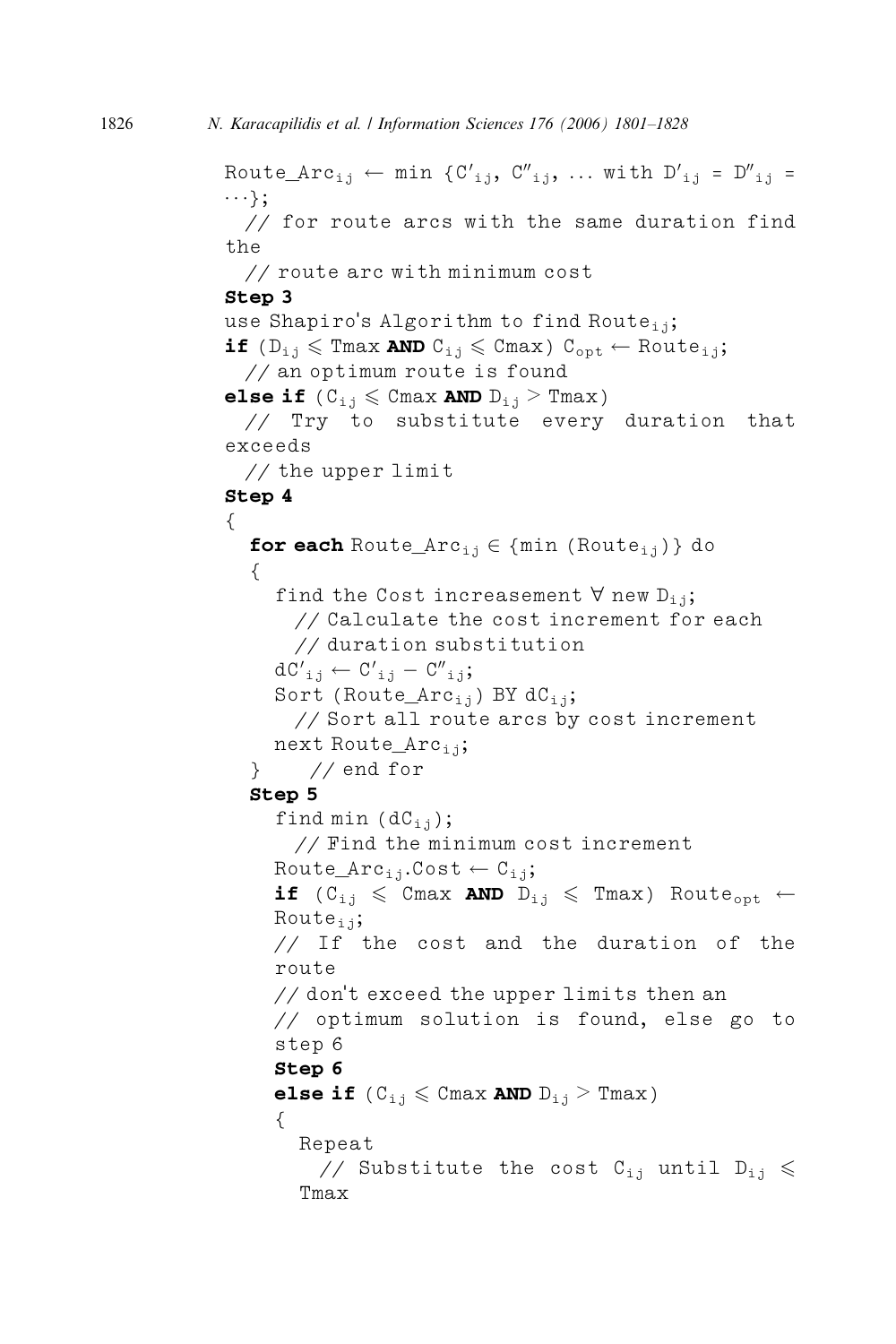```
Route_Arc_ij ← min {C'_ij, C"_ij, ... with D'_ij = D"_ij =
···};
  // for route arcs with the same duration find
the
  // route arc with minimum cost
Step 3
use Shapiro's Algorithm to find Route_ij;
if (D_ij ⩽ Tmax AND C_ij ⩽ Cmax) C_opt ← Route_ij;
  // an optimum route is found
else if (C_ij ⩽ Cmax AND D_ij > Tmax)
  // Try to substitute every duration that
exceeds
  // the upper limit
Step 4
{
  for each Route_Arc_ij ∈ {min (Route_ij)} do
  {
    find the Cost increasement ∀ new D_ij;
      // Calculate the cost increment for each
      // duration substitution
    dC'_ij ← C'_ij − C"_ij;
    Sort (Route_Arc_ij) BY dC_ij;
      // Sort all route arcs by cost increment
    next Route_Arc_ij;
  }   // end for
  Step 5
    find min (dC_ij);
      // Find the minimum cost increment
    Route_Arc_ij.Cost ← C_ij;
    if (C_ij ⩽ Cmax AND D_ij ⩽ Tmax) Route_opt ←
    Route_ij;
    // If the cost and the duration of the
    route
    // don't exceed the upper limits then an
    // optimum solution is found, else go to
    step 6
    Step 6
    else if (C_ij ⩽ Cmax AND D_ij > Tmax)
    {
      Repeat
        // Substitute the cost C_ij until D_ij ⩽
      Tmax
```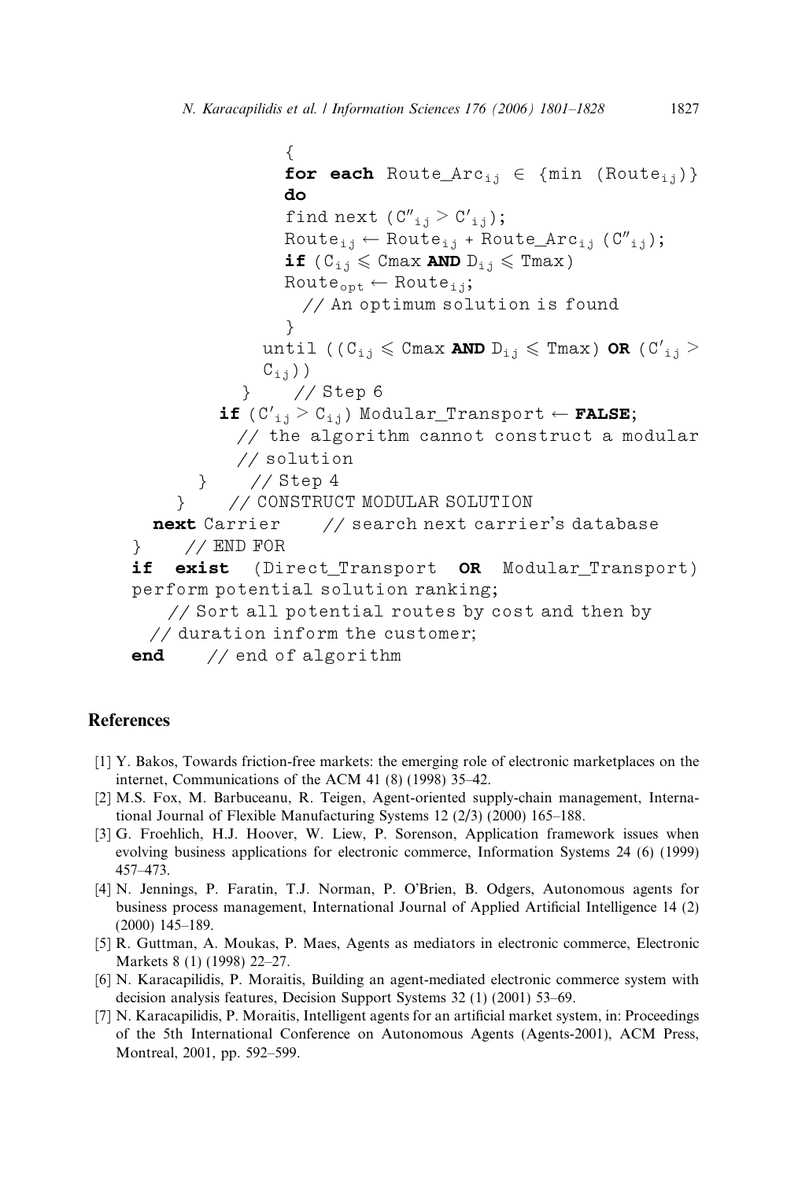```
                {
                for each Route_Arc_ij ∈ {min (Route_ij)}
                do
                find next (C''_ij > C'_ij);
                Route_ij ← Route_ij + Route_Arc_ij (C''_ij);
                if (C_ij ⩽ Cmax AND D_ij ⩽ Tmax)
                Route_opt ← Route_ij;
                  // An optimum solution is found
                }
              until ((C_ij ⩽ Cmax AND D_ij ⩽ Tmax) OR (C'_ij >
              C_ij))
            }    // Step 6
          if (C'_ij > C_ij) Modular_Transport ← FALSE;
            // the algorithm cannot construct a modular
            // solution
        }    // Step 4
      }    // CONSTRUCT MODULAR SOLUTION
  next Carrier    // search next carrier's database
}    // END FOR
if exist (Direct_Transport OR Modular_Transport)
perform potential solution ranking;
    // Sort all potential routes by cost and then by
  // duration inform the customer;
end    // end of algorithm
```

## References

[1] Y. Bakos, Towards friction-free markets: the emerging role of electronic marketplaces on the internet, Communications of the ACM 41 (8) (1998) 35–42.

[2] M.S. Fox, M. Barbuceanu, R. Teigen, Agent-oriented supply-chain management, International Journal of Flexible Manufacturing Systems 12 (2/3) (2000) 165–188.

[3] G. Froehlich, H.J. Hoover, W. Liew, P. Sorenson, Application framework issues when evolving business applications for electronic commerce, Information Systems 24 (6) (1999) 457–473.

[4] N. Jennings, P. Faratin, T.J. Norman, P. O'Brien, B. Odgers, Autonomous agents for business process management, International Journal of Applied Artificial Intelligence 14 (2) (2000) 145–189.

[5] R. Guttman, A. Moukas, P. Maes, Agents as mediators in electronic commerce, Electronic Markets 8 (1) (1998) 22–27.

[6] N. Karacapilidis, P. Moraitis, Building an agent-mediated electronic commerce system with decision analysis features, Decision Support Systems 32 (1) (2001) 53–69.

[7] N. Karacapilidis, P. Moraitis, Intelligent agents for an artificial market system, in: Proceedings of the 5th International Conference on Autonomous Agents (Agents-2001), ACM Press, Montreal, 2001, pp. 592–599.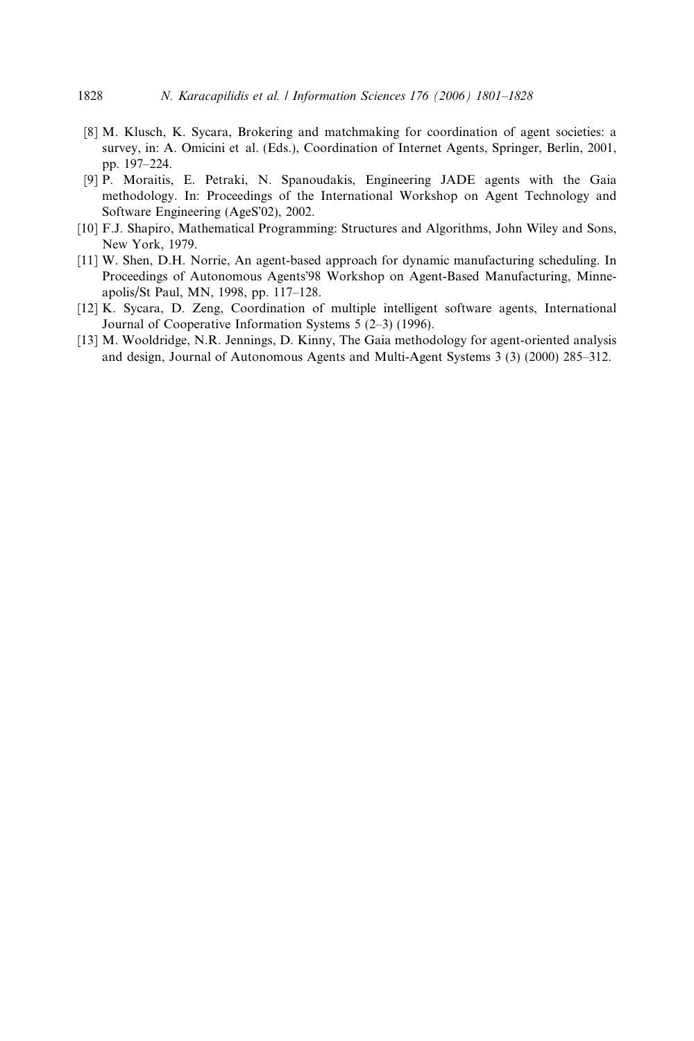[8] M. Klusch, K. Sycara, Brokering and matchmaking for coordination of agent societies: a survey, in: A. Omicini et al. (Eds.), Coordination of Internet Agents, Springer, Berlin, 2001, pp. 197–224.

[9] P. Moraitis, E. Petraki, N. Spanoudakis, Engineering JADE agents with the Gaia methodology. In: Proceedings of the International Workshop on Agent Technology and Software Engineering (AgeS'02), 2002.

[10] F.J. Shapiro, Mathematical Programming: Structures and Algorithms, John Wiley and Sons, New York, 1979.

[11] W. Shen, D.H. Norrie, An agent-based approach for dynamic manufacturing scheduling. In Proceedings of Autonomous Agents'98 Workshop on Agent-Based Manufacturing, Minneapolis/St Paul, MN, 1998, pp. 117–128.

[12] K. Sycara, D. Zeng, Coordination of multiple intelligent software agents, International Journal of Cooperative Information Systems 5 (2–3) (1996).

[13] M. Wooldridge, N.R. Jennings, D. Kinny, The Gaia methodology for agent-oriented analysis and design, Journal of Autonomous Agents and Multi-Agent Systems 3 (3) (2000) 285–312.